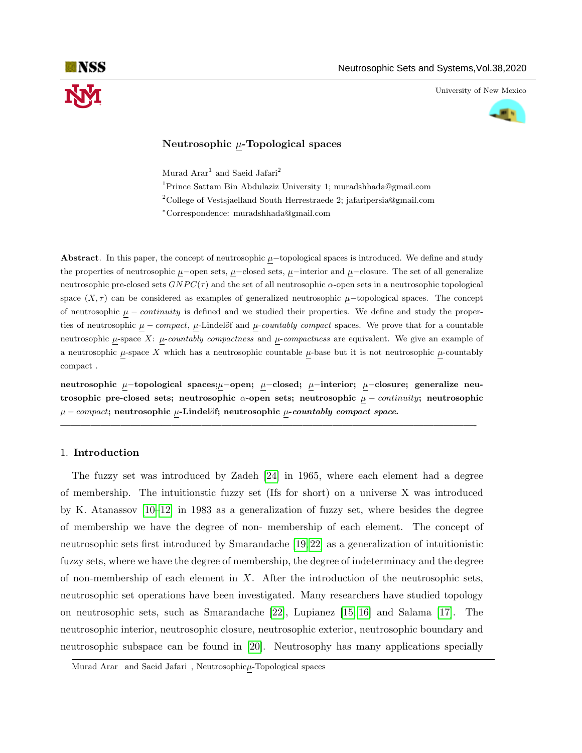# Neutrosophic $\underline{\mu}$-Topological spaces

Murad Arar[1] and Saeid Jafari[2]

[1]Prince Sattam Bin Abdulaziz University 1; muradshhada@gmail.com

[2]College of Vestsjaelland South Herrestraede 2; jafaripersia@gmail.com

*Correspondence: muradshhada@gmail.com

**Abstract**. In this paper, the concept of neutrosophic $\underline{\mu}-$topological spaces is introduced. We define and study the properties of neutrosophic $\underline{\mu}-$open sets, $\underline{\mu}-$closed sets, $\underline{\mu}-$interior and $\underline{\mu}-$closure. The set of all generalize neutrosophic pre-closed sets $GNPC(\tau)$ and the set of all neutrosophic $\alpha$-open sets in a neutrosophic topological space $(X, \tau)$ can be considered as examples of generalized neutrosophic $\underline{\mu}-$topological spaces. The concept of neutrosophic $\underline{\mu} - continuity$ is defined and we studied their properties. We define and study the properties of neutrosophic $\underline{\mu} - compact$, $\underline{\mu}$-Lindelöf and $\underline{\mu}$-*countably compact* spaces. We prove that for a countable neutrosophic $\underline{\mu}$-space $X$: $\underline{\mu}$-*countably compactness* and $\underline{\mu}$-*compactness* are equivalent. We give an example of a neutrosophic $\underline{\mu}$-space $X$ which has a neutrosophic countable $\underline{\mu}$-base but it is not neutrosophic $\underline{\mu}$-countably compact .

**neutrosophic $\underline{\mu}-$topological spaces;$\underline{\mu}-$open; $\underline{\mu}-$closed; $\underline{\mu}-$interior; $\underline{\mu}-$closure; generalize neutrosophic pre-closed sets; neutrosophic $\alpha$-open sets; neutrosophic $\underline{\mu} - continuity$; neutrosophic $\mu - compact$; neutrosophic $\underline{\mu}$-Lindelöf; neutrosophic $\underline{\mu}$-*countably compact space.***

---

## 1. Introduction

The fuzzy set was introduced by Zadeh [24] in 1965, where each element had a degree of membership. The intuitionstic fuzzy set (Ifs for short) on a universe X was introduced by K. Atanassov [10–12] in 1983 as a generalization of fuzzy set, where besides the degree of membership we have the degree of non- membership of each element. The concept of neutrosophic sets first introduced by Smarandache [19, 22] as a generalization of intuitionistic fuzzy sets, where we have the degree of membership, the degree of indeterminacy and the degree of non-membership of each element in $X$. After the introduction of the neutrosophic sets, neutrosophic set operations have been investigated. Many researchers have studied topology on neutrosophic sets, such as Smarandache [22], Lupianez [15, 16] and Salama [17]. The neutrosophic interior, neutrosophic closure, neutrosophic exterior, neutrosophic boundary and neutrosophic subspace can be found in [20]. Neutrosophy has many applications specially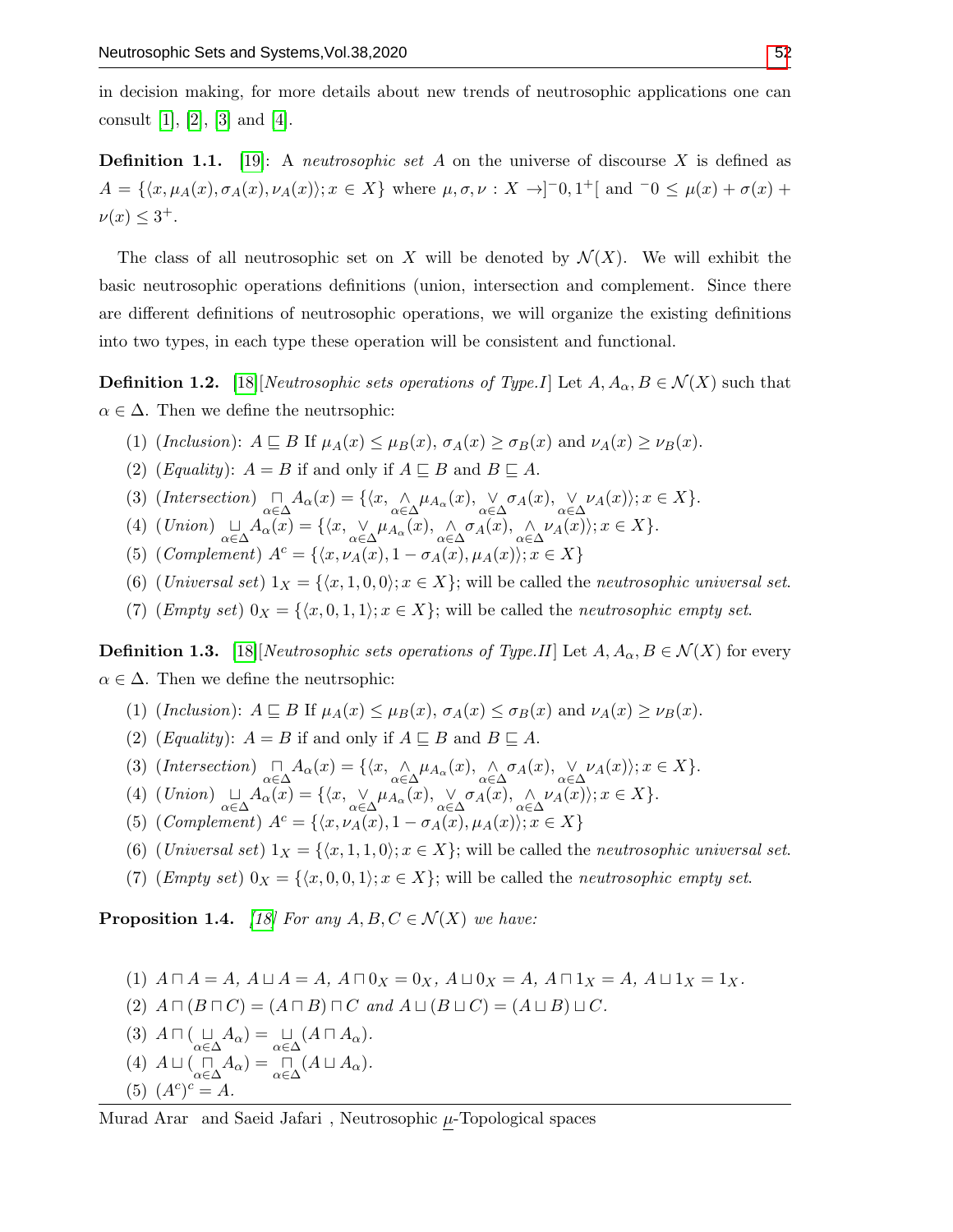in decision making, for more details about new trends of neutrosophic applications one can consult [1], [2], [3] and [4].

**Definition 1.1.** [19]: A *neutrosophic set* $A$ on the universe of discourse $X$ is defined as $A = \{\langle x, \mu_A(x), \sigma_A(x), \nu_A(x)\rangle; x \in X\}$ where $\mu, \sigma, \nu : X \to ]^-0, 1^+[$ and $^-0 \leq \mu(x) + \sigma(x) + \nu(x) \leq 3^+$.

The class of all neutrosophic set on $X$ will be denoted by $\mathcal{N}(X)$. We will exhibit the basic neutrosophic operations definitions (union, intersection and complement. Since there are different definitions of neutrosophic operations, we will organize the existing definitions into two types, in each type these operation will be consistent and functional.

**Definition 1.2.** [18][*Neutrosophic sets operations of Type.I*] Let $A, A_\alpha, B \in \mathcal{N}(X)$ such that $\alpha \in \Delta$. Then we define the neutrsophic:

(1) (*Inclusion*): $A \sqsubseteq B$ If $\mu_A(x) \leq \mu_B(x)$, $\sigma_A(x) \geq \sigma_B(x)$ and $\nu_A(x) \geq \nu_B(x)$.

(2) (*Equality*): $A = B$ if and only if $A \sqsubseteq B$ and $B \sqsubseteq A$.

(3) (*Intersection*) $\underset{\alpha\in\Delta}{\sqcap} A_\alpha(x) = \{\langle x, \underset{\alpha\in\Delta}{\wedge} \mu_{A_\alpha}(x), \underset{\alpha\in\Delta}{\vee} \sigma_A(x), \underset{\alpha\in\Delta}{\vee} \nu_A(x)\rangle; x \in X\}$.

(4) (*Union*) $\underset{\alpha\in\Delta}{\sqcup} A_\alpha(x) = \{\langle x, \underset{\alpha\in\Delta}{\vee} \mu_{A_\alpha}(x), \underset{\alpha\in\Delta}{\wedge} \sigma_A(x), \underset{\alpha\in\Delta}{\wedge} \nu_A(x)\rangle; x \in X\}$.

(5) (*Complement*) $A^c = \{\langle x, \nu_A(x), 1 - \sigma_A(x), \mu_A(x)\rangle; x \in X\}$

(6) (*Universal set*) $1_X = \{\langle x, 1, 0, 0\rangle; x \in X\}$; will be called the *neutrosophic universal set*.

(7) (*Empty set*) $0_X = \{\langle x, 0, 1, 1\rangle; x \in X\}$; will be called the *neutrosophic empty set*.

**Definition 1.3.** [18][*Neutrosophic sets operations of Type.II*] Let $A, A_\alpha, B \in \mathcal{N}(X)$ for every $\alpha \in \Delta$. Then we define the neutrsophic:

(1) (*Inclusion*): $A \sqsubseteq B$ If $\mu_A(x) \leq \mu_B(x)$, $\sigma_A(x) \leq \sigma_B(x)$ and $\nu_A(x) \geq \nu_B(x)$.

(2) (*Equality*): $A = B$ if and only if $A \sqsubseteq B$ and $B \sqsubseteq A$.

(3) (*Intersection*) $\underset{\alpha\in\Delta}{\sqcap} A_\alpha(x) = \{\langle x, \underset{\alpha\in\Delta}{\wedge} \mu_{A_\alpha}(x), \underset{\alpha\in\Delta}{\wedge} \sigma_A(x), \underset{\alpha\in\Delta}{\vee} \nu_A(x)\rangle; x \in X\}$.

(4) (*Union*) $\underset{\alpha\in\Delta}{\sqcup} A_\alpha(x) = \{\langle x, \underset{\alpha\in\Delta}{\vee} \mu_{A_\alpha}(x), \underset{\alpha\in\Delta}{\vee} \sigma_A(x), \underset{\alpha\in\Delta}{\wedge} \nu_A(x)\rangle; x \in X\}$.

(5) (*Complement*) $A^c = \{\langle x, \nu_A(x), 1 - \sigma_A(x), \mu_A(x)\rangle; x \in X\}$

(6) (*Universal set*) $1_X = \{\langle x, 1, 1, 0\rangle; x \in X\}$; will be called the *neutrosophic universal set*.

(7) (*Empty set*) $0_X = \{\langle x, 0, 0, 1\rangle; x \in X\}$; will be called the *neutrosophic empty set*.

**Proposition 1.4.** *[18] For any $A, B, C \in \mathcal{N}(X)$ we have:*

(1) $A \sqcap A = A$, $A \sqcup A = A$, $A \sqcap 0_X = 0_X$, $A \sqcup 0_X = A$, $A \sqcap 1_X = A$, $A \sqcup 1_X = 1_X$.

(2) $A \sqcap (B \sqcap C) = (A \sqcap B) \sqcap C$ *and* $A \sqcup (B \sqcup C) = (A \sqcup B) \sqcup C$.

(3) $A \sqcap (\underset{\alpha\in\Delta}{\sqcup} A_\alpha) = \underset{\alpha\in\Delta}{\sqcup} (A \sqcap A_\alpha)$.

(4) $A \sqcup (\underset{\alpha\in\Delta}{\sqcap} A_\alpha) = \underset{\alpha\in\Delta}{\sqcap} (A \sqcup A_\alpha)$.

(5) $(A^c)^c = A$.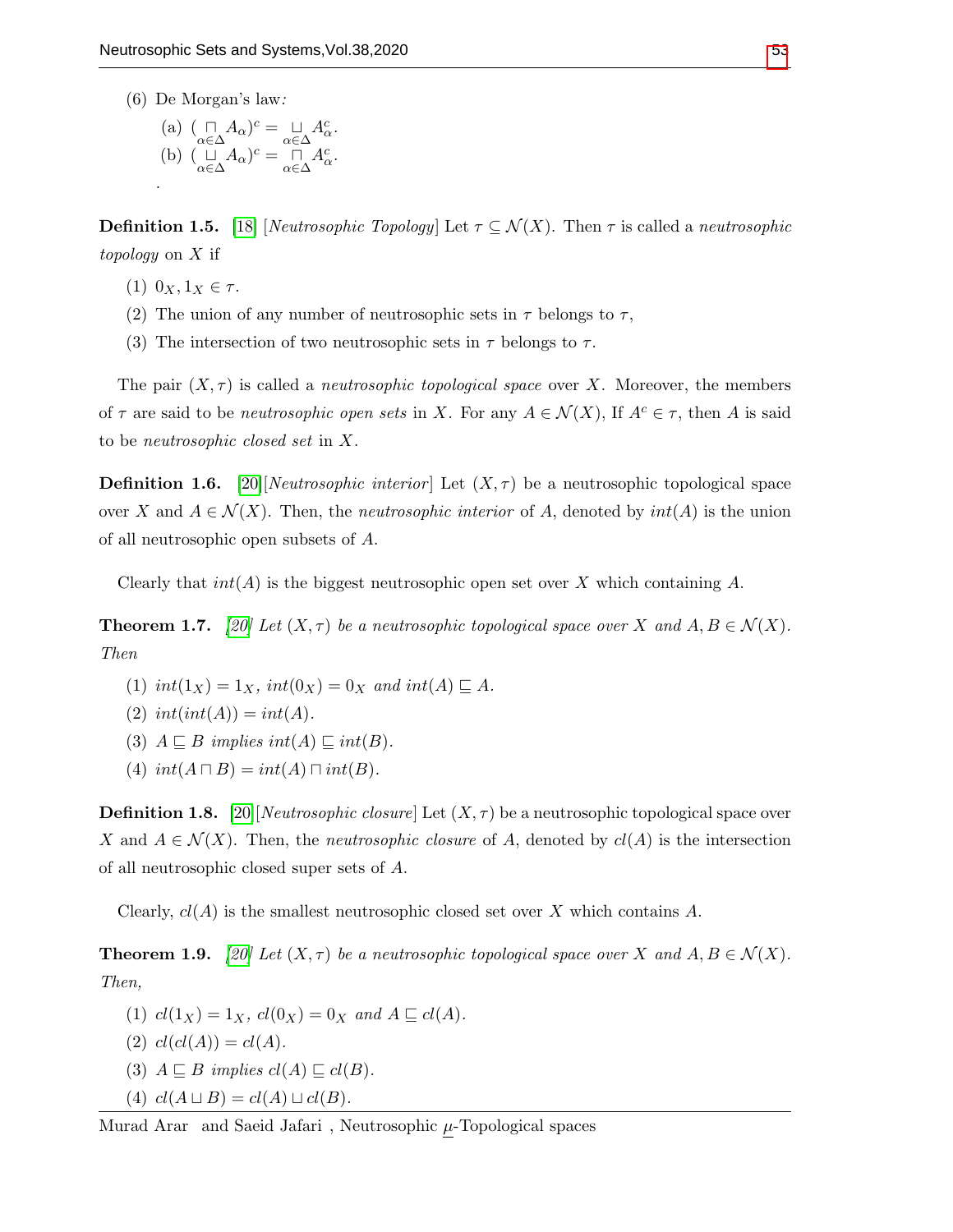(6) De Morgan's law:

(a) $(\underset{\alpha\in\Delta}{\sqcap} A_\alpha)^c = \underset{\alpha\in\Delta}{\sqcup} A^c_\alpha$.

(b) $(\underset{\alpha\in\Delta}{\sqcup} A_\alpha)^c = \underset{\alpha\in\Delta}{\sqcap} A^c_\alpha$.

.

**Definition 1.5.** [18] [*Neutrosophic Topology*] Let $\tau \subseteq \mathcal{N}(X)$. Then $\tau$ is called a *neutrosophic topology* on $X$ if

1. $0_X, 1_X \in \tau$.
2. The union of any number of neutrosophic sets in $\tau$ belongs to $\tau$,
3. The intersection of two neutrosophic sets in $\tau$ belongs to $\tau$.

The pair $(X, \tau)$ is called a *neutrosophic topological space* over $X$. Moreover, the members of $\tau$ are said to be *neutrosophic open sets* in $X$. For any $A \in \mathcal{N}(X)$, If $A^c \in \tau$, then $A$ is said to be *neutrosophic closed set* in $X$.

**Definition 1.6.** [20][*Neutrosophic interior*] Let $(X, \tau)$ be a neutrosophic topological space over $X$ and $A \in \mathcal{N}(X)$. Then, the *neutrosophic interior* of $A$, denoted by $int(A)$ is the union of all neutrosophic open subsets of $A$.

Clearly that $int(A)$ is the biggest neutrosophic open set over $X$ which containing $A$.

**Theorem 1.7.** *[20] Let $(X, \tau)$ be a neutrosophic topological space over $X$ and $A, B \in \mathcal{N}(X)$. Then*

1. $int(1_X) = 1_X$, $int(0_X) = 0_X$ *and* $int(A) \sqsubseteq A$.
2. $int(int(A)) = int(A)$.
3. $A \sqsubseteq B$ *implies* $int(A) \sqsubseteq int(B)$.
4. $int(A \sqcap B) = int(A) \sqcap int(B)$.

**Definition 1.8.** [20][*Neutrosophic closure*] Let $(X, \tau)$ be a neutrosophic topological space over $X$ and $A \in \mathcal{N}(X)$. Then, the *neutrosophic closure* of $A$, denoted by $cl(A)$ is the intersection of all neutrosophic closed super sets of $A$.

Clearly, $cl(A)$ is the smallest neutrosophic closed set over $X$ which contains $A$.

**Theorem 1.9.** *[20] Let $(X, \tau)$ be a neutrosophic topological space over $X$ and $A, B \in \mathcal{N}(X)$. Then,*

1. $cl(1_X) = 1_X$, $cl(0_X) = 0_X$ *and* $A \sqsubseteq cl(A)$.
2. $cl(cl(A)) = cl(A)$.
3. $A \sqsubseteq B$ *implies* $cl(A) \sqsubseteq cl(B)$.
4. $cl(A \sqcup B) = cl(A) \sqcup cl(B)$.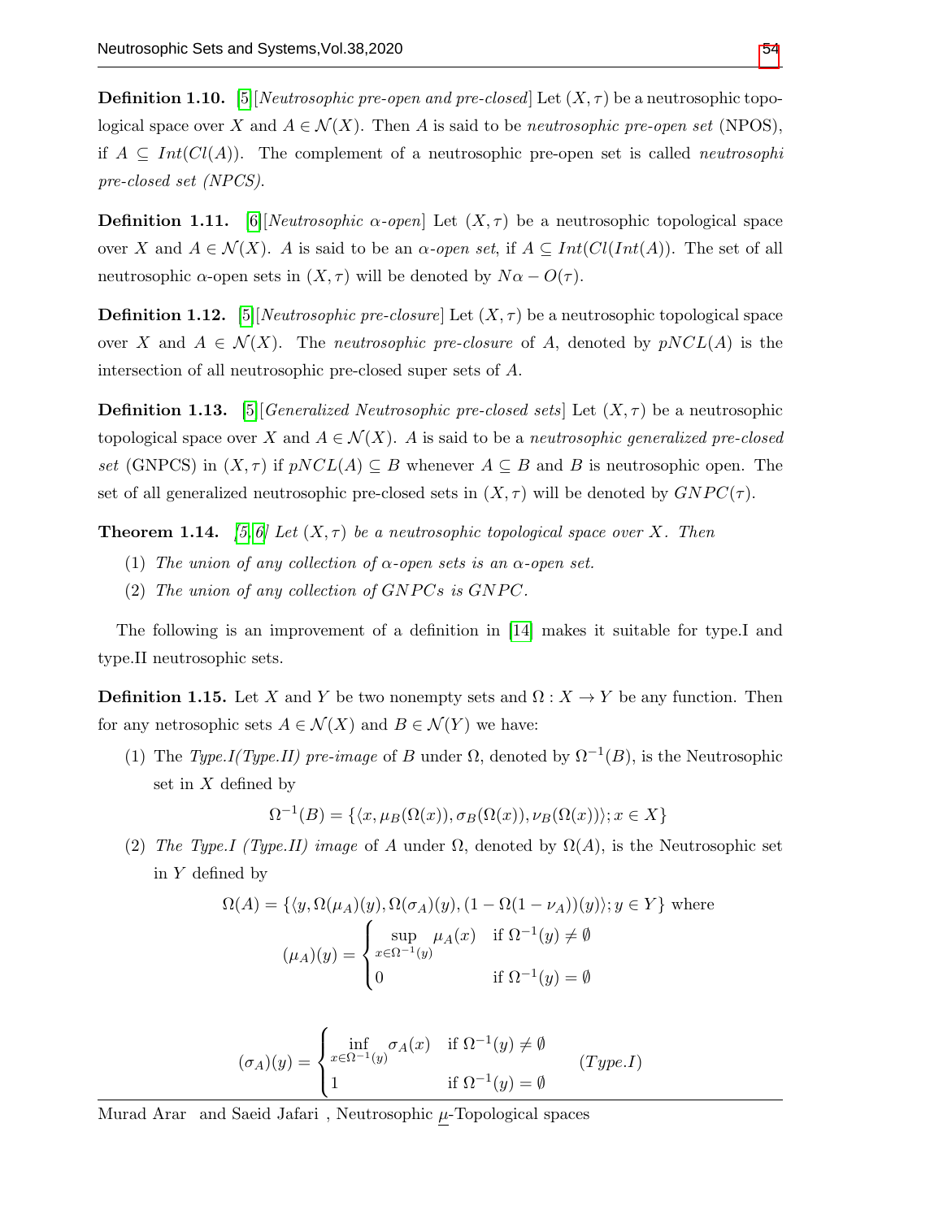**Definition 1.10.** [5][*Neutrosophic pre-open and pre-closed*] Let $(X, \tau)$ be a neutrosophic topological space over $X$ and $A \in \mathcal{N}(X)$. Then $A$ is said to be *neutrosophic pre-open set* (NPOS), if $A \subseteq Int(Cl(A))$. The complement of a neutrosophic pre-open set is called *neutrosophi pre-closed set (NPCS).*

**Definition 1.11.** [6][*Neutrosophic $\alpha$-open*] Let $(X, \tau)$ be a neutrosophic topological space over $X$ and $A \in \mathcal{N}(X)$. $A$ is said to be an *$\alpha$-open set*, if $A \subseteq Int(Cl(Int(A))$. The set of all neutrosophic $\alpha$-open sets in $(X, \tau)$ will be denoted by $N\alpha - O(\tau)$.

**Definition 1.12.** [5][*Neutrosophic pre-closure*] Let $(X, \tau)$ be a neutrosophic topological space over $X$ and $A \in \mathcal{N}(X)$. The *neutrosophic pre-closure* of $A$, denoted by $pNCL(A)$ is the intersection of all neutrosophic pre-closed super sets of $A$.

**Definition 1.13.** [5][*Generalized Neutrosophic pre-closed sets*] Let $(X, \tau)$ be a neutrosophic topological space over $X$ and $A \in \mathcal{N}(X)$. $A$ is said to be a *neutrosophic generalized pre-closed set* (GNPCS) in $(X, \tau)$ if $pNCL(A) \subseteq B$ whenever $A \subseteq B$ and $B$ is neutrosophic open. The set of all generalized neutrosophic pre-closed sets in $(X, \tau)$ will be denoted by $GNPC(\tau)$.

**Theorem 1.14.** *[5, 6] Let $(X, \tau)$ be a neutrosophic topological space over $X$. Then*

(1) *The union of any collection of $\alpha$-open sets is an $\alpha$-open set.*

(2) *The union of any collection of $GNPC$s is $GNPC$.*

The following is an improvement of a definition in [14] makes it suitable for type.I and type.II neutrosophic sets.

**Definition 1.15.** Let $X$ and $Y$ be two nonempty sets and $\Omega : X \to Y$ be any function. Then for any netrosophic sets $A \in \mathcal{N}(X)$ and $B \in \mathcal{N}(Y)$ we have:

(1) The *Type.I(Type.II) pre-image* of $B$ under $\Omega$, denoted by $\Omega^{-1}(B)$, is the Neutrosophic set in $X$ defined by

$$\Omega^{-1}(B) = \{\langle x, \mu_B(\Omega(x)), \sigma_B(\Omega(x)), \nu_B(\Omega(x))\rangle; x \in X\}$$

(2) *The Type.I (Type.II) image* of $A$ under $\Omega$, denoted by $\Omega(A)$, is the Neutrosophic set in $Y$ defined by

$$\Omega(A) = \{\langle y, \Omega(\mu_A)(y), \Omega(\sigma_A)(y), (1 - \Omega(1 - \nu_A))(y)\rangle; y \in Y\} \text{ where}$$

$$(\mu_A)(y) = \begin{cases} \sup\limits_{x \in \Omega^{-1}(y)} \mu_A(x) & \text{if } \Omega^{-1}(y) \neq \emptyset \\ 0 & \text{if } \Omega^{-1}(y) = \emptyset \end{cases}$$

$$(\sigma_A)(y) = \begin{cases} \inf\limits_{x \in \Omega^{-1}(y)} \sigma_A(x) & \text{if } \Omega^{-1}(y) \neq \emptyset \\ 1 & \text{if } \Omega^{-1}(y) = \emptyset \end{cases} \qquad (Type.I)$$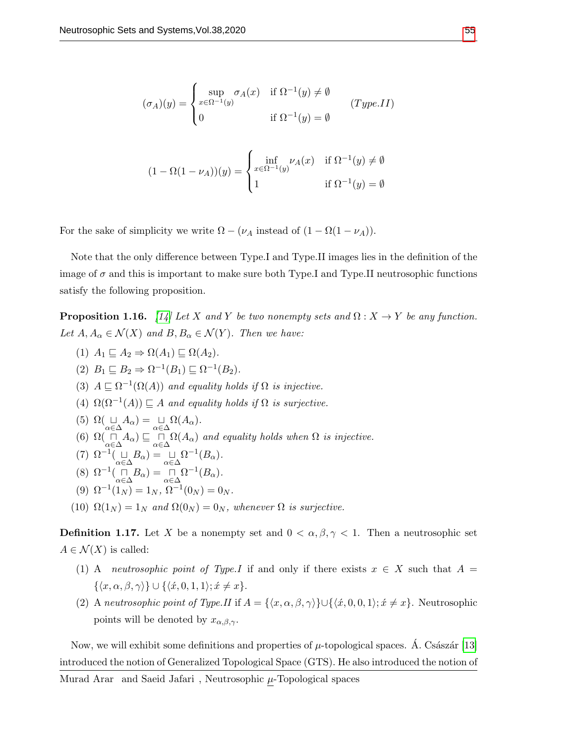$$(\sigma_A)(y) = \begin{cases} \sup\limits_{x \in \Omega^{-1}(y)} \sigma_A(x) & \text{if } \Omega^{-1}(y) \neq \emptyset \\ 0 & \text{if } \Omega^{-1}(y) = \emptyset \end{cases} \qquad (Type.II)$$

$$(1 - \Omega(1 - \nu_A))(y) = \begin{cases} \inf\limits_{x \in \Omega^{-1}(y)} \nu_A(x) & \text{if } \Omega^{-1}(y) \neq \emptyset \\ 1 & \text{if } \Omega^{-1}(y) = \emptyset \end{cases}$$

For the sake of simplicity we write $\Omega - (\nu_A$ instead of $(1 - \Omega(1 - \nu_A))$.

Note that the only difference between Type.I and Type.II images lies in the definition of the image of $\sigma$ and this is important to make sure both Type.I and Type.II neutrosophic functions satisfy the following proposition.

**Proposition 1.16.** [14] *Let $X$ and $Y$ be two nonempty sets and $\Omega : X \to Y$ be any function. Let $A, A_\alpha \in \mathcal{N}(X)$ and $B, B_\alpha \in \mathcal{N}(Y)$. Then we have:*

(1) $A_1 \sqsubseteq A_2 \Rightarrow \Omega(A_1) \sqsubseteq \Omega(A_2)$.

(2) $B_1 \sqsubseteq B_2 \Rightarrow \Omega^{-1}(B_1) \sqsubseteq \Omega^{-1}(B_2)$.

(3) $A \sqsubseteq \Omega^{-1}(\Omega(A))$ *and equality holds if $\Omega$ is injective.*

(4) $\Omega(\Omega^{-1}(A)) \sqsubseteq A$ *and equality holds if $\Omega$ is surjective.*

(5) $\Omega(\bigsqcup\limits_{\alpha \in \Delta} A_\alpha) = \bigsqcup\limits_{\alpha \in \Delta} \Omega(A_\alpha)$.

(6) $\Omega(\bigsqcap\limits_{\alpha \in \Delta} A_\alpha) \sqsubseteq \bigsqcap\limits_{\alpha \in \Delta} \Omega(A_\alpha)$ *and equality holds when $\Omega$ is injective.*

(7) $\Omega^{-1}(\bigsqcup\limits_{\alpha \in \Delta} B_\alpha) = \bigsqcup\limits_{\alpha \in \Delta} \Omega^{-1}(B_\alpha)$.

(8) $\Omega^{-1}(\bigsqcap\limits_{\alpha \in \Delta} B_\alpha) = \bigsqcap\limits_{\alpha \in \Delta} \Omega^{-1}(B_\alpha)$.

(9) $\Omega^{-1}(1_N) = 1_N$, $\Omega^{-1}(0_N) = 0_N$.

(10) $\Omega(1_N) = 1_N$ *and* $\Omega(0_N) = 0_N$, *whenever $\Omega$ is surjective.*

**Definition 1.17.** Let $X$ be a nonempty set and $0 < \alpha, \beta, \gamma < 1$. Then a neutrosophic set $A \in \mathcal{N}(X)$ is called:

(1) A *neutrosophic point of Type.I* if and only if there exists $x \in X$ such that $A = \{\langle x, \alpha, \beta, \gamma \rangle\} \cup \{\langle \acute{x}, 0, 1, 1 \rangle ; \acute{x} \neq x\}$.

(2) A *neutrosophic point of Type.II* if $A = \{\langle x, \alpha, \beta, \gamma \rangle\} \cup \{\langle \acute{x}, 0, 0, 1 \rangle ; \acute{x} \neq x\}$. Neutrosophic points will be denoted by $x_{\alpha,\beta,\gamma}$.

Now, we will exhibit some definitions and properties of $\mu$-topological spaces. Á. Császár [13] introduced the notion of Generalized Topological Space (GTS). He also introduced the notion of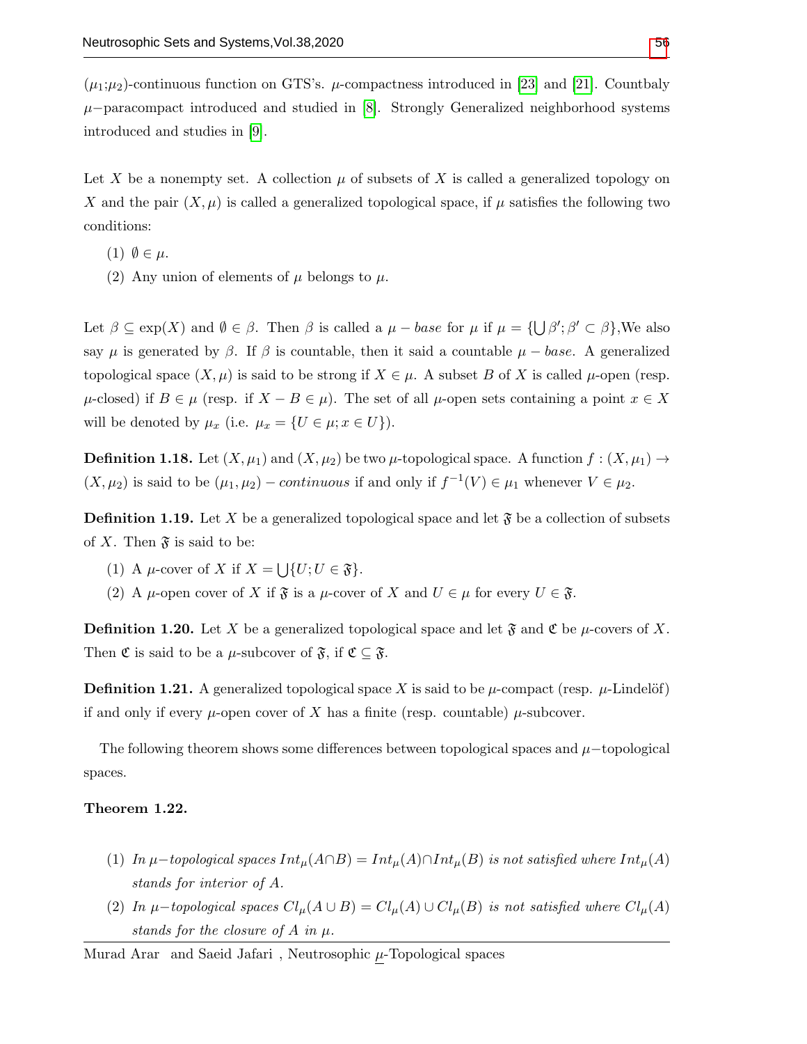($\mu_1$;$\mu_2$)-continuous function on GTS's. $\mu$-compactness introduced in [23] and [21]. Countbaly $\mu-$paracompact introduced and studied in [8]. Strongly Generalized neighborhood systems introduced and studies in [9].

Let $X$ be a nonempty set. A collection $\mu$ of subsets of $X$ is called a generalized topology on $X$ and the pair $(X, \mu)$ is called a generalized topological space, if $\mu$ satisfies the following two conditions:

(1) $\emptyset \in \mu$.

(2) Any union of elements of $\mu$ belongs to $\mu$.

Let $\beta \subseteq \exp(X)$ and $\emptyset \in \beta$. Then $\beta$ is called a $\mu - base$ for $\mu$ if $\mu = \{\bigcup \beta'; \beta' \subset \beta\}$,We also say $\mu$ is generated by $\beta$. If $\beta$ is countable, then it said a countable $\mu - base$. A generalized topological space $(X, \mu)$ is said to be strong if $X \in \mu$. A subset $B$ of $X$ is called $\mu$-open (resp. $\mu$-closed) if $B \in \mu$ (resp. if $X - B \in \mu$). The set of all $\mu$-open sets containing a point $x \in X$ will be denoted by $\mu_x$ (i.e. $\mu_x = \{U \in \mu; x \in U\}$).

**Definition 1.18.** Let $(X, \mu_1)$ and $(X, \mu_2)$ be two $\mu$-topological space. A function $f : (X, \mu_1) \rightarrow (X, \mu_2)$ is said to be $(\mu_1, \mu_2) - continuous$ if and only if $f^{-1}(V) \in \mu_1$ whenever $V \in \mu_2$.

**Definition 1.19.** Let $X$ be a generalized topological space and let $\mathfrak{F}$ be a collection of subsets of $X$. Then $\mathfrak{F}$ is said to be:

(1) A $\mu$-cover of $X$ if $X = \bigcup\{U; U \in \mathfrak{F}\}$.

(2) A $\mu$-open cover of $X$ if $\mathfrak{F}$ is a $\mu$-cover of $X$ and $U \in \mu$ for every $U \in \mathfrak{F}$.

**Definition 1.20.** Let $X$ be a generalized topological space and let $\mathfrak{F}$ and $\mathfrak{C}$ be $\mu$-covers of $X$. Then $\mathfrak{C}$ is said to be a $\mu$-subcover of $\mathfrak{F}$, if $\mathfrak{C} \subseteq \mathfrak{F}$.

**Definition 1.21.** A generalized topological space $X$ is said to be $\mu$-compact (resp. $\mu$-Lindelöf) if and only if every $\mu$-open cover of $X$ has a finite (resp. countable) $\mu$-subcover.

The following theorem shows some differences between topological spaces and $\mu-$topological spaces.

**Theorem 1.22.**

(1) *In $\mu-$topological spaces $Int_\mu(A \cap B) = Int_\mu(A) \cap Int_\mu(B)$ is not satisfied where $Int_\mu(A)$ stands for interior of $A$.*

(2) *In $\mu-$topological spaces $Cl_\mu(A \cup B) = Cl_\mu(A) \cup Cl_\mu(B)$ is not satisfied where $Cl_\mu(A)$ stands for the closure of $A$ in $\mu$.*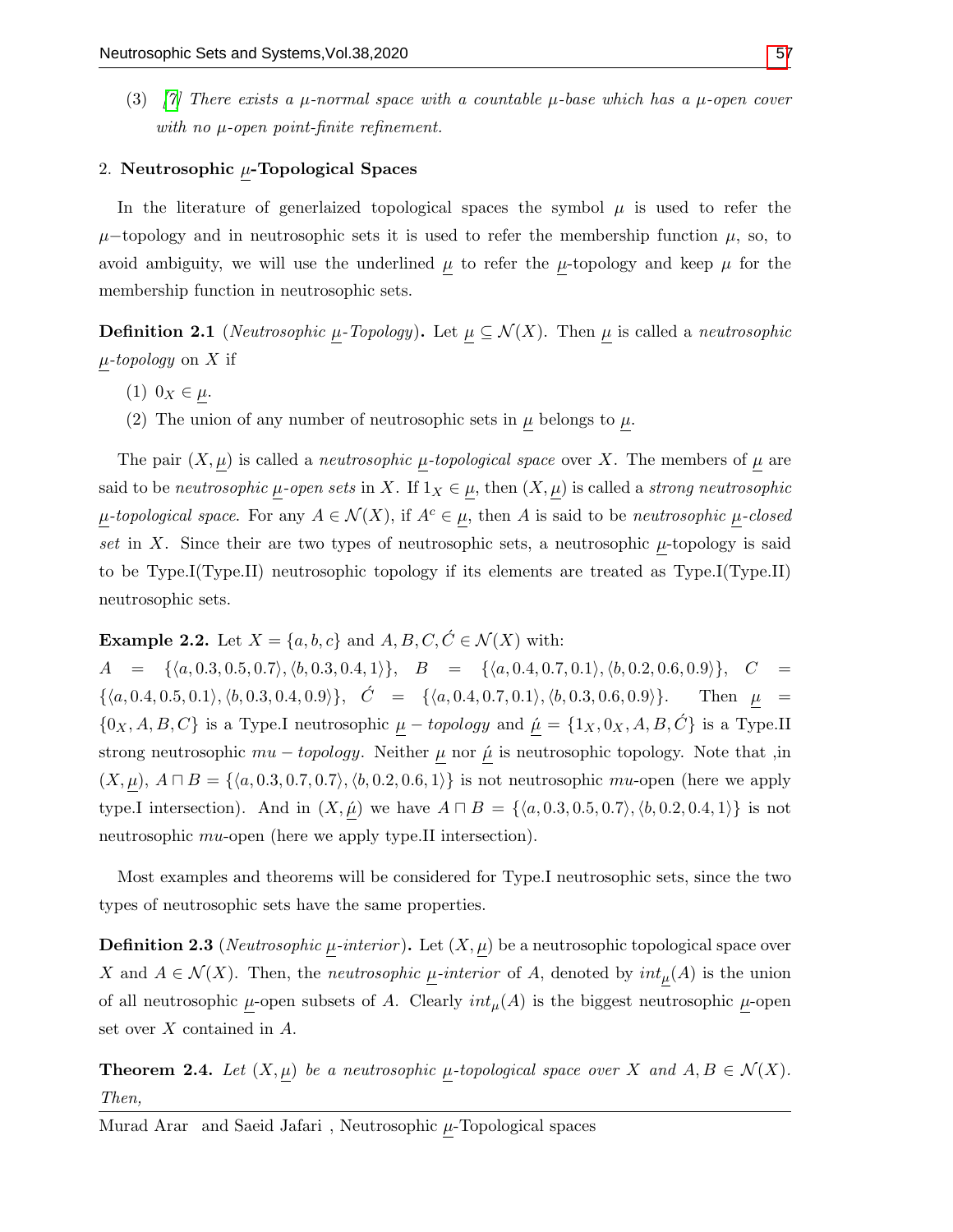(3) [?] *There exists a $\mu$-normal space with a countable $\mu$-base which has a $\mu$-open cover with no $\mu$-open point-finite refinement.*

## 2. Neutrosophic $\underline{\mu}$-Topological Spaces

In the literature of generlaized topological spaces the symbol $\mu$ is used to refer the $\mu-$topology and in neutrosophic sets it is used to refer the membership function $\mu$, so, to avoid ambiguity, we will use the underlined $\underline{\mu}$ to refer the $\underline{\mu}$-topology and keep $\mu$ for the membership function in neutrosophic sets.

**Definition 2.1** (*Neutrosophic $\underline{\mu}$-Topology*)**.** Let $\underline{\mu} \subseteq \mathcal{N}(X)$. Then $\underline{\mu}$ is called a *neutrosophic $\underline{\mu}$-topology* on $X$ if

(1) $0_X \in \underline{\mu}$.

(2) The union of any number of neutrosophic sets in $\underline{\mu}$ belongs to $\underline{\mu}$.

The pair $(X, \underline{\mu})$ is called a *neutrosophic $\underline{\mu}$-topological space* over $X$. The members of $\underline{\mu}$ are said to be *neutrosophic $\underline{\mu}$-open sets* in $X$. If $1_X \in \underline{\mu}$, then $(X, \underline{\mu})$ is called a *strong neutrosophic $\underline{\mu}$-topological space*. For any $A \in \mathcal{N}(X)$, if $A^c \in \underline{\mu}$, then $A$ is said to be *neutrosophic $\underline{\mu}$-closed set* in $X$. Since their are two types of neutrosophic sets, a neutrosophic $\underline{\mu}$-topology is said to be Type.I(Type.II) neutrosophic topology if its elements are treated as Type.I(Type.II) neutrosophic sets.

**Example 2.2.** Let $X = \{a, b, c\}$ and $A, B, C, \acute{C} \in \mathcal{N}(X)$ with:
$A = \{\langle a, 0.3, 0.5, 0.7\rangle, \langle b, 0.3, 0.4, 1\rangle\}$, $B = \{\langle a, 0.4, 0.7, 0.1\rangle, \langle b, 0.2, 0.6, 0.9\rangle\}$, $C = \{\langle a, 0.4, 0.5, 0.1\rangle, \langle b, 0.3, 0.4, 0.9\rangle\}$, $\acute{C} = \{\langle a, 0.4, 0.7, 0.1\rangle, \langle b, 0.3, 0.6, 0.9\rangle\}$. Then $\underline{\mu} = \{0_X, A, B, C\}$ is a Type.I neutrosophic $\underline{\mu} - topology$ and $\underline{\acute{\mu}} = \{1_X, 0_X, A, B, \acute{C}\}$ is a Type.II strong neutrosophic $mu - topology$. Neither $\underline{\mu}$ nor $\underline{\acute{\mu}}$ is neutrosophic topology. Note that ,in $(X, \underline{\mu})$, $A \sqcap B = \{\langle a, 0.3, 0.7, 0.7\rangle, \langle b, 0.2, 0.6, 1\rangle\}$ is not neutrosophic $mu$-open (here we apply type.I intersection). And in $(X, \underline{\acute{\mu}})$ we have $A \sqcap B = \{\langle a, 0.3, 0.5, 0.7\rangle, \langle b, 0.2, 0.4, 1\rangle\}$ is not neutrosophic $mu$-open (here we apply type.II intersection).

Most examples and theorems will be considered for Type.I neutrosophic sets, since the two types of neutrosophic sets have the same properties.

**Definition 2.3** (*Neutrosophic $\underline{\mu}$-interior*)**.** Let $(X, \underline{\mu})$ be a neutrosophic topological space over $X$ and $A \in \mathcal{N}(X)$. Then, the *neutrosophic $\underline{\mu}$-interior* of $A$, denoted by $int_{\underline{\mu}}(A)$ is the union of all neutrosophic $\underline{\mu}$-open subsets of $A$. Clearly $int_{\underline{\mu}}(A)$ is the biggest neutrosophic $\underline{\mu}$-open set over $X$ contained in $A$.

**Theorem 2.4.** *Let $(X, \underline{\mu})$ be a neutrosophic $\underline{\mu}$-topological space over $X$ and $A, B \in \mathcal{N}(X)$. Then,*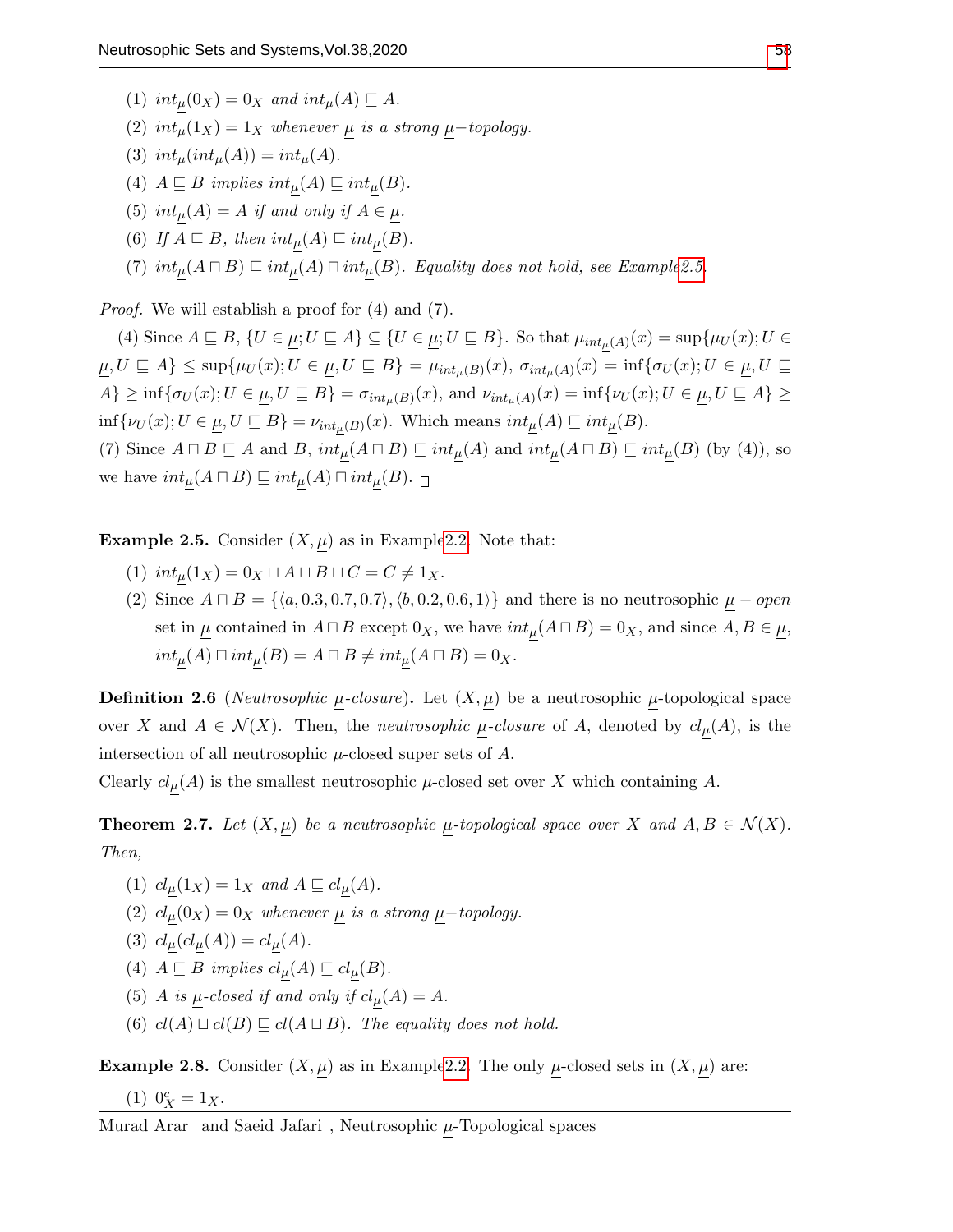(1) $int_{\underline{\mu}}(0_X) = 0_X$ *and* $int_{\mu}(A) \sqsubseteq A$.

(2) $int_{\underline{\mu}}(1_X) = 1_X$ *whenever* $\underline{\mu}$ *is a strong* $\underline{\mu}-$*topology.*

(3) $int_{\underline{\mu}}(int_{\underline{\mu}}(A)) = int_{\underline{\mu}}(A)$.

(4) $A \sqsubseteq B$ *implies* $int_{\underline{\mu}}(A) \sqsubseteq int_{\underline{\mu}}(B)$.

(5) $int_{\underline{\mu}}(A) = A$ *if and only if* $A \in \underline{\mu}$.

(6) *If* $A \sqsubseteq B$*, then* $int_{\underline{\mu}}(A) \sqsubseteq int_{\underline{\mu}}(B)$.

(7) $int_{\underline{\mu}}(A \sqcap B) \sqsubseteq int_{\underline{\mu}}(A) \sqcap int_{\underline{\mu}}(B)$. *Equality does not hold, see Example 2.5.*

*Proof.* We will establish a proof for (4) and (7).

(4) Since $A \sqsubseteq B$, $\{U \in \underline{\mu}; U \sqsubseteq A\} \subseteq \{U \in \underline{\mu}; U \sqsubseteq B\}$. So that $\mu_{int_{\underline{\mu}}(A)}(x) = \sup\{\mu_U(x); U \in \underline{\mu}, U \sqsubseteq A\} \leq \sup\{\mu_U(x); U \in \underline{\mu}, U \sqsubseteq B\} = \mu_{int_{\underline{\mu}}(B)}(x)$, $\sigma_{int_{\underline{\mu}}(A)}(x) = \inf\{\sigma_U(x); U \in \underline{\mu}, U \sqsubseteq A\} \geq \inf\{\sigma_U(x); U \in \underline{\mu}, U \sqsubseteq B\} = \sigma_{int_{\underline{\mu}}(B)}(x)$, and $\nu_{int_{\underline{\mu}}(A)}(x) = \inf\{\nu_U(x); U \in \underline{\mu}, U \sqsubseteq A\} \geq \inf\{\nu_U(x); U \in \underline{\mu}, U \sqsubseteq B\} = \nu_{int_{\underline{\mu}}(B)}(x)$. Which means $int_{\underline{\mu}}(A) \sqsubseteq int_{\underline{\mu}}(B)$.

(7) Since $A \sqcap B \sqsubseteq A$ and $B$, $int_{\underline{\mu}}(A \sqcap B) \sqsubseteq int_{\underline{\mu}}(A)$ and $int_{\underline{\mu}}(A \sqcap B) \sqsubseteq int_{\underline{\mu}}(B)$ (by (4)), so we have $int_{\underline{\mu}}(A \sqcap B) \sqsubseteq int_{\underline{\mu}}(A) \sqcap int_{\underline{\mu}}(B)$. □

**Example 2.5.** Consider $(X, \underline{\mu})$ as in Example 2.2. Note that:

(1) $int_{\underline{\mu}}(1_X) = 0_X \sqcup A \sqcup B \sqcup C = C \neq 1_X$.

(2) Since $A \sqcap B = \{\langle a, 0.3, 0.7, 0.7\rangle, \langle b, 0.2, 0.6, 1\rangle\}$ and there is no neutrosophic $\underline{\mu} - open$ set in $\underline{\mu}$ contained in $A \sqcap B$ except $0_X$, we have $int_{\underline{\mu}}(A \sqcap B) = 0_X$, and since $A, B \in \underline{\mu}$, $int_{\underline{\mu}}(A) \sqcap int_{\underline{\mu}}(B) = A \sqcap B \neq int_{\underline{\mu}}(A \sqcap B) = 0_X$.

**Definition 2.6** (*Neutrosophic* $\underline{\mu}$*-closure*)**.** Let $(X, \underline{\mu})$ be a neutrosophic $\underline{\mu}$-topological space over $X$ and $A \in \mathcal{N}(X)$. Then, the *neutrosophic* $\underline{\mu}$*-closure* of $A$, denoted by $cl_{\underline{\mu}}(A)$, is the intersection of all neutrosophic $\underline{\mu}$-closed super sets of $A$.

Clearly $cl_{\underline{\mu}}(A)$ is the smallest neutrosophic $\underline{\mu}$-closed set over $X$ which containing $A$.

**Theorem 2.7.** *Let* $(X, \underline{\mu})$ *be a neutrosophic* $\underline{\mu}$*-topological space over* $X$ *and* $A, B \in \mathcal{N}(X)$*. Then,*

(1) $cl_{\underline{\mu}}(1_X) = 1_X$ *and* $A \sqsubseteq cl_{\underline{\mu}}(A)$.

(2) $cl_{\underline{\mu}}(0_X) = 0_X$ *whenever* $\underline{\mu}$ *is a strong* $\underline{\mu}-$*topology.*

(3) $cl_{\underline{\mu}}(cl_{\underline{\mu}}(A)) = cl_{\underline{\mu}}(A)$.

(4) $A \sqsubseteq B$ *implies* $cl_{\underline{\mu}}(A) \sqsubseteq cl_{\underline{\mu}}(B)$.

(5) $A$ *is* $\underline{\mu}$*-closed if and only if* $cl_{\underline{\mu}}(A) = A$.

(6) $cl(A) \sqcup cl(B) \sqsubseteq cl(A \sqcup B)$. *The equality does not hold.*

**Example 2.8.** Consider $(X, \underline{\mu})$ as in Example 2.2. The only $\underline{\mu}$-closed sets in $(X, \underline{\mu})$ are:

(1) $0_X^c = 1_X$.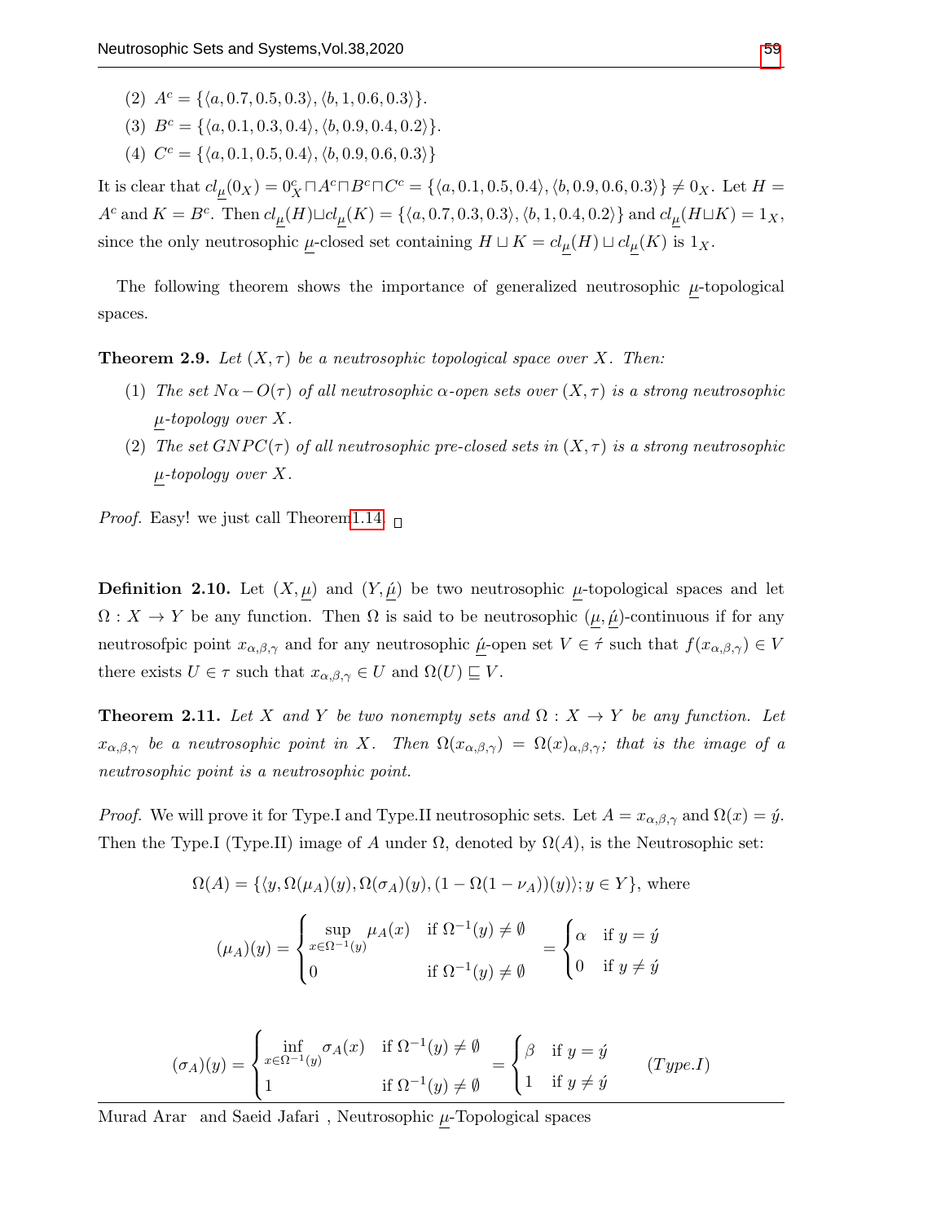(2) $A^c = \{\langle a, 0.7, 0.5, 0.3\rangle, \langle b, 1, 0.6, 0.3\rangle\}$.

(3) $B^c = \{\langle a, 0.1, 0.3, 0.4\rangle, \langle b, 0.9, 0.4, 0.2\rangle\}$.

(4) $C^c = \{\langle a, 0.1, 0.5, 0.4\rangle, \langle b, 0.9, 0.6, 0.3\rangle\}$

It is clear that $cl_{\underline{\mu}}(0_X) = 0_X^c \sqcap A^c \sqcap B^c \sqcap C^c = \{\langle a, 0.1, 0.5, 0.4\rangle, \langle b, 0.9, 0.6, 0.3\rangle\} \neq 0_X$. Let $H = A^c$ and $K = B^c$. Then $cl_{\underline{\mu}}(H) \sqcup cl_{\underline{\mu}}(K) = \{\langle a, 0.7, 0.3, 0.3\rangle, \langle b, 1, 0.4, 0.2\rangle\}$ and $cl_{\underline{\mu}}(H \sqcup K) = 1_X$, since the only neutrosophic $\underline{\mu}$-closed set containing $H \sqcup K = cl_{\underline{\mu}}(H) \sqcup cl_{\underline{\mu}}(K)$ is $1_X$.

The following theorem shows the importance of generalized neutrosophic $\underline{\mu}$-topological spaces.

**Theorem 2.9.** *Let $(X, \tau)$ be a neutrosophic topological space over $X$. Then:*

(1) *The set $N\alpha - O(\tau)$ of all neutrosophic $\alpha$-open sets over $(X, \tau)$ is a strong neutrosophic $\underline{\mu}$-topology over $X$.*

(2) *The set $GNPC(\tau)$ of all neutrosophic pre-closed sets in $(X, \tau)$ is a strong neutrosophic $\underline{\mu}$-topology over $X$.*

*Proof.* Easy! we just call Theorem 1.14. □

**Definition 2.10.** Let $(X, \underline{\mu})$ and $(Y, \underline{\acute{\mu}})$ be two neutrosophic $\underline{\mu}$-topological spaces and let $\Omega : X \to Y$ be any function. Then $\Omega$ is said to be neutrosophic $(\underline{\mu}, \underline{\acute{\mu}})$-continuous if for any neutrosofpic point $x_{\alpha,\beta,\gamma}$ and for any neutrosophic $\underline{\acute{\mu}}$-open set $V \in \acute{\tau}$ such that $f(x_{\alpha,\beta,\gamma}) \in V$ there exists $U \in \tau$ such that $x_{\alpha,\beta,\gamma} \in U$ and $\Omega(U) \sqsubseteq V$.

**Theorem 2.11.** *Let $X$ and $Y$ be two nonempty sets and $\Omega : X \to Y$ be any function. Let $x_{\alpha,\beta,\gamma}$ be a neutrosophic point in $X$. Then $\Omega(x_{\alpha,\beta,\gamma}) = \Omega(x)_{\alpha,\beta,\gamma}$; that is the image of a neutrosophic point is a neutrosophic point.*

*Proof.* We will prove it for Type.I and Type.II neutrosophic sets. Let $A = x_{\alpha,\beta,\gamma}$ and $\Omega(x) = \acute{y}$. Then the Type.I (Type.II) image of $A$ under $\Omega$, denoted by $\Omega(A)$, is the Neutrosophic set:

$$\Omega(A) = \{\langle y, \Omega(\mu_A)(y), \Omega(\sigma_A)(y), (1 - \Omega(1 - \nu_A))(y)\rangle; y \in Y\}, \text{ where}$$

$$(\mu_A)(y) = \begin{cases} \sup\limits_{x \in \Omega^{-1}(y)} \mu_A(x) & \text{if } \Omega^{-1}(y) \neq \emptyset \\ 0 & \text{if } \Omega^{-1}(y) \neq \emptyset \end{cases} = \begin{cases} \alpha & \text{if } y = \acute{y} \\ 0 & \text{if } y \neq \acute{y} \end{cases}$$

$$(\sigma_A)(y) = \begin{cases} \inf\limits_{x \in \Omega^{-1}(y)} \sigma_A(x) & \text{if } \Omega^{-1}(y) \neq \emptyset \\ 1 & \text{if } \Omega^{-1}(y) \neq \emptyset \end{cases} = \begin{cases} \beta & \text{if } y = \acute{y} \\ 1 & \text{if } y \neq \acute{y} \end{cases} \qquad (Type.I)$$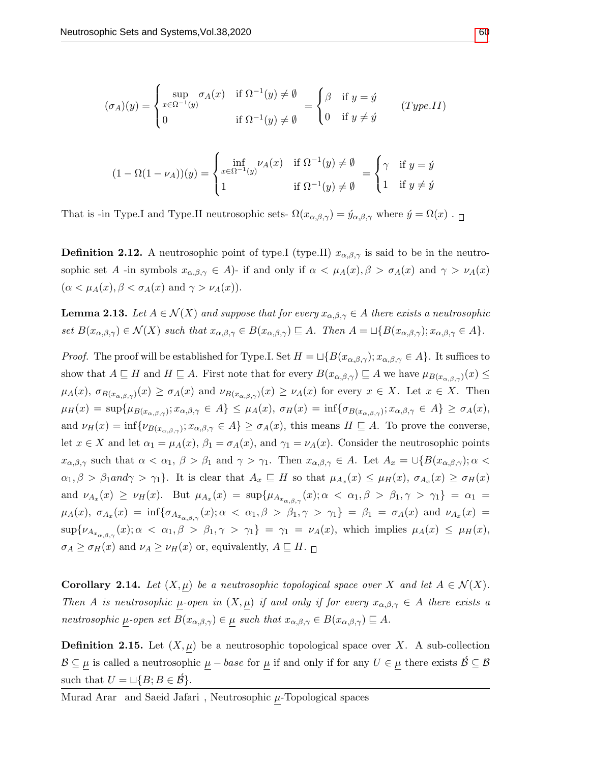$$(\sigma_A)(y) = \begin{cases} \sup\limits_{x \in \Omega^{-1}(y)} \sigma_A(x) & \text{if } \Omega^{-1}(y) \neq \emptyset \\ 0 & \text{if } \Omega^{-1}(y) \neq \emptyset \end{cases} = \begin{cases} \beta & \text{if } y = \acute{y} \\ 0 & \text{if } y \neq \acute{y} \end{cases} \qquad (Type.II)$$

$$(1 - \Omega(1 - \nu_A))(y) = \begin{cases} \inf\limits_{x \in \Omega^{-1}(y)} \nu_A(x) & \text{if } \Omega^{-1}(y) \neq \emptyset \\ 1 & \text{if } \Omega^{-1}(y) \neq \emptyset \end{cases} = \begin{cases} \gamma & \text{if } y = \acute{y} \\ 1 & \text{if } y \neq \acute{y} \end{cases}$$

That is -in Type.I and Type.II neutrosophic sets- $\Omega(x_{\alpha,\beta,\gamma}) = \acute{y}_{\alpha,\beta,\gamma}$ where $\acute{y} = \Omega(x)$ . □

**Definition 2.12.** A neutrosophic point of type.I (type.II) $x_{\alpha,\beta,\gamma}$ is said to be in the neutrosophic set $A$ -in symbols $x_{\alpha,\beta,\gamma} \in A$)- if and only if $\alpha < \mu_A(x), \beta > \sigma_A(x)$ and $\gamma > \nu_A(x)$ ($\alpha < \mu_A(x), \beta < \sigma_A(x)$ and $\gamma > \nu_A(x)$).

**Lemma 2.13.** *Let $A \in \mathcal{N}(X)$ and suppose that for every $x_{\alpha,\beta,\gamma} \in A$ there exists a neutrosophic set $B(x_{\alpha,\beta,\gamma}) \in \mathcal{N}(X)$ such that $x_{\alpha,\beta,\gamma} \in B(x_{\alpha,\beta,\gamma}) \sqsubseteq A$. Then $A = \sqcup\{B(x_{\alpha,\beta,\gamma}); x_{\alpha,\beta,\gamma} \in A\}$.*

*Proof.* The proof will be established for Type.I. Set $H = \sqcup\{B(x_{\alpha,\beta,\gamma}); x_{\alpha,\beta,\gamma} \in A\}$. It suffices to show that $A \sqsubseteq H$ and $H \sqsubseteq A$. First note that for every $B(x_{\alpha,\beta,\gamma}) \sqsubseteq A$ we have $\mu_{B(x_{\alpha,\beta,\gamma})}(x) \leq \mu_A(x)$, $\sigma_{B(x_{\alpha,\beta,\gamma})}(x) \geq \sigma_A(x)$ and $\nu_{B(x_{\alpha,\beta,\gamma})}(x) \geq \nu_A(x)$ for every $x \in X$. Let $x \in X$. Then $\mu_H(x) = \sup\{\mu_{B(x_{\alpha,\beta,\gamma})}; x_{\alpha,\beta,\gamma} \in A\} \leq \mu_A(x)$, $\sigma_H(x) = \inf\{\sigma_{B(x_{\alpha,\beta,\gamma})}; x_{\alpha,\beta,\gamma} \in A\} \geq \sigma_A(x)$, and $\nu_H(x) = \inf\{\nu_{B(x_{\alpha,\beta,\gamma})}; x_{\alpha,\beta,\gamma} \in A\} \geq \sigma_A(x)$, this means $H \sqsubseteq A$. To prove the converse, let $x \in X$ and let $\alpha_1 = \mu_A(x)$, $\beta_1 = \sigma_A(x)$, and $\gamma_1 = \nu_A(x)$. Consider the neutrosophic points $x_{\alpha,\beta,\gamma}$ such that $\alpha < \alpha_1$, $\beta > \beta_1$ and $\gamma > \gamma_1$. Then $x_{\alpha,\beta,\gamma} \in A$. Let $A_x = \cup\{B(x_{\alpha,\beta,\gamma}); \alpha < \alpha_1, \beta > \beta_1 and \gamma > \gamma_1\}$. It is clear that $A_x \sqsubseteq H$ so that $\mu_{A_x}(x) \leq \mu_H(x)$, $\sigma_{A_x}(x) \geq \sigma_H(x)$ and $\nu_{A_x}(x) \geq \nu_H(x)$. But $\mu_{A_x}(x) = \sup\{\mu_{A_{x_{\alpha,\beta,\gamma}}}(x); \alpha < \alpha_1, \beta > \beta_1, \gamma > \gamma_1\} = \alpha_1 = \mu_A(x)$, $\sigma_{A_x}(x) = \inf\{\sigma_{A_{x_{\alpha,\beta,\gamma}}}(x); \alpha < \alpha_1, \beta > \beta_1, \gamma > \gamma_1\} = \beta_1 = \sigma_A(x)$ and $\nu_{A_x}(x) = \sup\{\nu_{A_{x_{\alpha,\beta,\gamma}}}(x); \alpha < \alpha_1, \beta > \beta_1, \gamma > \gamma_1\} = \gamma_1 = \nu_A(x)$, which implies $\mu_A(x) \leq \mu_H(x)$, $\sigma_A \geq \sigma_H(x)$ and $\nu_A \geq \nu_H(x)$ or, equivalently, $A \sqsubseteq H$. □

**Corollary 2.14.** *Let $(X, \underline{\mu})$ be a neutrosophic topological space over $X$ and let $A \in \mathcal{N}(X)$. Then $A$ is neutrosophic $\underline{\mu}$-open in $(X, \underline{\mu})$ if and only if for every $x_{\alpha,\beta,\gamma} \in A$ there exists a neutrosophic $\underline{\mu}$-open set $B(x_{\alpha,\beta,\gamma}) \in \underline{\mu}$ such that $x_{\alpha,\beta,\gamma} \in B(x_{\alpha,\beta,\gamma}) \sqsubseteq A$.*

**Definition 2.15.** Let $(X, \underline{\mu})$ be a neutrosophic topological space over $X$. A sub-collection $\mathcal{B} \subseteq \underline{\mu}$ is called a neutrosophic $\underline{\mu}-base$ for $\underline{\mu}$ if and only if for any $U \in \underline{\mu}$ there exists $\acute{\mathcal{B}} \subseteq \mathcal{B}$ such that $U = \sqcup\{B; B \in \acute{\mathcal{B}}\}$.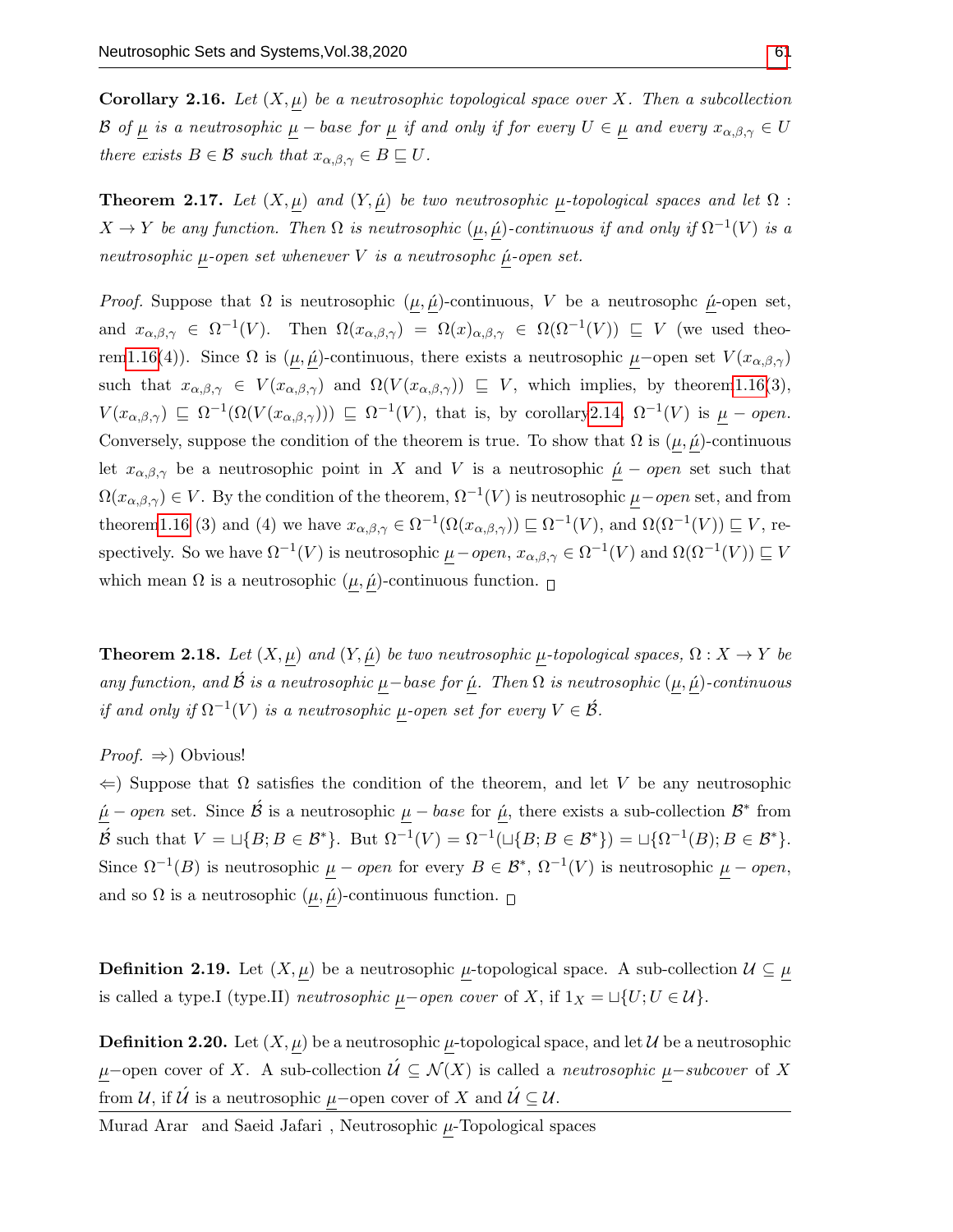**Corollary 2.16.** *Let $(X, \underline{\mu})$ be a neutrosophic topological space over $X$. Then a subcollection $\mathcal{B}$ of $\underline{\mu}$ is a neutrosophic $\underline{\mu}-base$ for $\underline{\mu}$ if and only if for every $U \in \underline{\mu}$ and every $x_{\alpha,\beta,\gamma} \in U$ there exists $B \in \mathcal{B}$ such that $x_{\alpha,\beta,\gamma} \in B \sqsubseteq U$.*

**Theorem 2.17.** *Let $(X, \underline{\mu})$ and $(Y, \underline{\acute{\mu}})$ be two neutrosophic $\underline{\mu}$-topological spaces and let $\Omega : X \to Y$ be any function. Then $\Omega$ is neutrosophic $(\underline{\mu}, \underline{\acute{\mu}})$-continuous if and only if $\Omega^{-1}(V)$ is a neutrosophic $\underline{\mu}$-open set whenever $V$ is a neutrosophc $\underline{\acute{\mu}}$-open set.*

*Proof.* Suppose that $\Omega$ is neutrosophic $(\underline{\mu}, \underline{\acute{\mu}})$-continuous, $V$ be a neutrosophc $\underline{\acute{\mu}}$-open set, and $x_{\alpha,\beta,\gamma} \in \Omega^{-1}(V)$. Then $\Omega(x_{\alpha,\beta,\gamma}) = \Omega(x)_{\alpha,\beta,\gamma} \in \Omega(\Omega^{-1}(V)) \sqsubseteq V$ (we used theorem1.16(4)). Since $\Omega$ is $(\underline{\mu}, \underline{\acute{\mu}})$-continuous, there exists a neutrosophic $\underline{\mu}-$open set $V(x_{\alpha,\beta,\gamma})$ such that $x_{\alpha,\beta,\gamma} \in V(x_{\alpha,\beta,\gamma})$ and $\Omega(V(x_{\alpha,\beta,\gamma})) \sqsubseteq V$, which implies, by theorem1.16(3), $V(x_{\alpha,\beta,\gamma}) \sqsubseteq \Omega^{-1}(\Omega(V(x_{\alpha,\beta,\gamma}))) \sqsubseteq \Omega^{-1}(V)$, that is, by corollary2.14, $\Omega^{-1}(V)$ is $\underline{\mu} - open$. Conversely, suppose the condition of the theorem is true. To show that $\Omega$ is $(\underline{\mu}, \underline{\acute{\mu}})$-continuous let $x_{\alpha,\beta,\gamma}$ be a neutrosophic point in $X$ and $V$ is a neutrosophic $\underline{\acute{\mu}} - open$ set such that $\Omega(x_{\alpha,\beta,\gamma}) \in V$. By the condition of the theorem, $\Omega^{-1}(V)$ is neutrosophic $\underline{\mu}-open$ set, and from theorem1.16 (3) and (4) we have $x_{\alpha,\beta,\gamma} \in \Omega^{-1}(\Omega(x_{\alpha,\beta,\gamma})) \sqsubseteq \Omega^{-1}(V)$, and $\Omega(\Omega^{-1}(V)) \sqsubseteq V$, respectively. So we have $\Omega^{-1}(V)$ is neutrosophic $\underline{\mu}-open$, $x_{\alpha,\beta,\gamma} \in \Omega^{-1}(V)$ and $\Omega(\Omega^{-1}(V)) \sqsubseteq V$ which mean $\Omega$ is a neutrosophic $(\underline{\mu}, \underline{\acute{\mu}})$-continuous function. □

**Theorem 2.18.** *Let $(X, \underline{\mu})$ and $(Y, \underline{\acute{\mu}})$ be two neutrosophic $\underline{\mu}$-topological spaces, $\Omega : X \to Y$ be any function, and $\acute{\mathcal{B}}$ is a neutrosophic $\underline{\mu}-base$ for $\underline{\acute{\mu}}$. Then $\Omega$ is neutrosophic $(\underline{\mu}, \underline{\acute{\mu}})$-continuous if and only if $\Omega^{-1}(V)$ is a neutrosophic $\underline{\mu}$-open set for every $V \in \acute{\mathcal{B}}$.*

*Proof.* $\Rightarrow$) Obvious!

$\Leftarrow$) Suppose that $\Omega$ satisfies the condition of the theorem, and let $V$ be any neutrosophic $\underline{\acute{\mu}} - open$ set. Since $\acute{\mathcal{B}}$ is a neutrosophic $\underline{\mu} - base$ for $\underline{\acute{\mu}}$, there exists a sub-collection $\mathcal{B}^*$ from $\acute{\mathcal{B}}$ such that $V = \sqcup\{B; B \in \mathcal{B}^*\}$. But $\Omega^{-1}(V) = \Omega^{-1}(\sqcup\{B; B \in \mathcal{B}^*\}) = \sqcup\{\Omega^{-1}(B); B \in \mathcal{B}^*\}$. Since $\Omega^{-1}(B)$ is neutrosophic $\underline{\mu} - open$ for every $B \in \mathcal{B}^*$, $\Omega^{-1}(V)$ is neutrosophic $\underline{\mu} - open$, and so $\Omega$ is a neutrosophic $(\underline{\mu}, \underline{\acute{\mu}})$-continuous function. □

**Definition 2.19.** Let $(X, \underline{\mu})$ be a neutrosophic $\underline{\mu}$-topological space. A sub-collection $\mathcal{U} \subseteq \underline{\mu}$ is called a type.I (type.II) *neutrosophic $\underline{\mu}-$open cover* of $X$, if $1_X = \sqcup\{U; U \in \mathcal{U}\}$.

**Definition 2.20.** Let $(X, \underline{\mu})$ be a neutrosophic $\underline{\mu}$-topological space, and let $\mathcal{U}$ be a neutrosophic $\underline{\mu}-$open cover of $X$. A sub-collection $\acute{\mathcal{U}} \subseteq \mathcal{N}(X)$ is called a *neutrosophic $\underline{\mu}-$subcover* of $X$ from $\mathcal{U}$, if $\acute{\mathcal{U}}$ is a neutrosophic $\underline{\mu}-$open cover of $X$ and $\acute{\mathcal{U}} \subseteq \mathcal{U}$.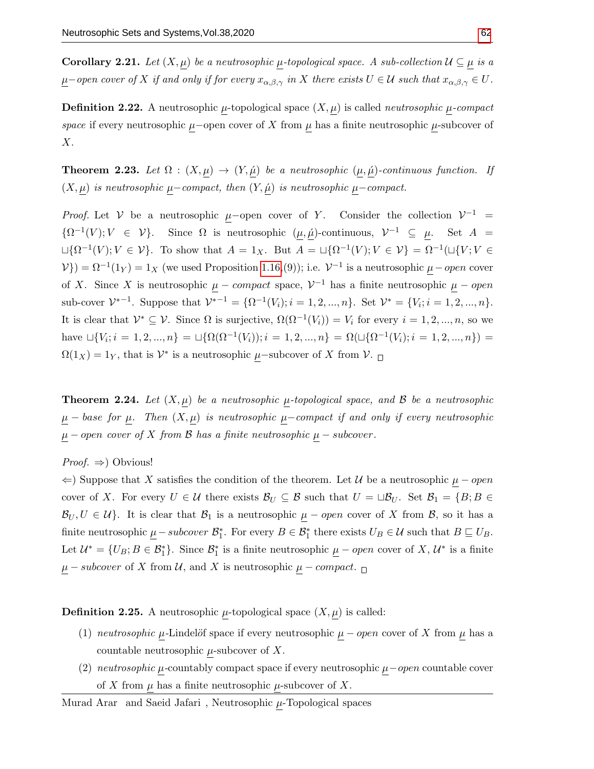**Corollary 2.21.** *Let $(X, \underline{\mu})$ be a neutrosophic $\underline{\mu}$-topological space. A sub-collection $\mathcal{U} \subseteq \underline{\mu}$ is a $\underline{\mu}-$open cover of $X$ if and only if for every $x_{\alpha,\beta,\gamma}$ in $X$ there exists $U \in \mathcal{U}$ such that $x_{\alpha,\beta,\gamma} \in U$.*

**Definition 2.22.** A neutrosophic $\underline{\mu}$-topological space $(X, \underline{\mu})$ is called *neutrosophic $\underline{\mu}$-compact space* if every neutrosophic $\underline{\mu}-$open cover of $X$ from $\underline{\mu}$ has a finite neutrosophic $\underline{\mu}$-subcover of $X$.

**Theorem 2.23.** *Let $\Omega : (X, \underline{\mu}) \to (Y, \underline{\acute{\mu}})$ be a neutrosophic $(\underline{\mu}, \underline{\acute{\mu}})$-continuous function. If $(X, \underline{\mu})$ is neutrosophic $\underline{\mu}-$compact, then $(Y, \underline{\acute{\mu}})$ is neutrosophic $\underline{\mu}-$compact.*

*Proof.* Let $\mathcal{V}$ be a neutrosophic $\underline{\mu}-$open cover of $Y$. Consider the collection $\mathcal{V}^{-1} = \{\Omega^{-1}(V); V \in \mathcal{V}\}$. Since $\Omega$ is neutrosophic $(\underline{\mu}, \underline{\acute{\mu}})$-continuous, $\mathcal{V}^{-1} \subseteq \underline{\mu}$. Set $A = \sqcup\{\Omega^{-1}(V); V \in \mathcal{V}\}$. To show that $A = 1_X$. But $A = \sqcup\{\Omega^{-1}(V); V \in \mathcal{V}\} = \Omega^{-1}(\sqcup\{V; V \in \mathcal{V}\}) = \Omega^{-1}(1_Y) = 1_X$ (we used Proposition 1.16,(9)); i.e. $\mathcal{V}^{-1}$ is a neutrosophic $\underline{\mu} - open$ cover of $X$. Since $X$ is neutrosophic $\underline{\mu} - compact$ space, $\mathcal{V}^{-1}$ has a finite neutrosophic $\underline{\mu} - open$ sub-cover $\mathcal{V}^{*-1}$. Suppose that $\mathcal{V}^{*-1} = \{\Omega^{-1}(V_i); i = 1, 2, ..., n\}$. Set $\mathcal{V}^* = \{V_i; i = 1, 2, ..., n\}$. It is clear that $\mathcal{V}^* \subseteq \mathcal{V}$. Since $\Omega$ is surjective, $\Omega(\Omega^{-1}(V_i)) = V_i$ for every $i = 1, 2, ..., n$, so we have $\sqcup\{V_i; i = 1, 2, ..., n\} = \sqcup\{\Omega(\Omega^{-1}(V_i)); i = 1, 2, ..., n\} = \Omega(\sqcup\{\Omega^{-1}(V_i); i = 1, 2, ..., n\}) = \Omega(1_X) = 1_Y$, that is $\mathcal{V}^*$ is a neutrosophic $\underline{\mu}-$subcover of $X$ from $\mathcal{V}$. □

**Theorem 2.24.** *Let $(X, \underline{\mu})$ be a neutrosophic $\underline{\mu}$-topological space, and $\mathcal{B}$ be a neutrosophic $\underline{\mu} - base$ for $\underline{\mu}$. Then $(X, \underline{\mu})$ is neutrosophic $\underline{\mu}-$compact if and only if every neutrosophic $\underline{\mu} - open$ cover of $X$ from $\mathcal{B}$ has a finite neutrosophic $\underline{\mu} - subcover$.*

*Proof.* $\Rightarrow$) Obvious!

$\Leftarrow$) Suppose that $X$ satisfies the condition of the theorem. Let $\mathcal{U}$ be a neutrosophic $\underline{\mu} - open$ cover of $X$. For every $U \in \mathcal{U}$ there exists $\mathcal{B}_U \subseteq \mathcal{B}$ such that $U = \sqcup \mathcal{B}_U$. Set $\mathcal{B}_1 = \{B; B \in \mathcal{B}_U, U \in \mathcal{U}\}$. It is clear that $\mathcal{B}_1$ is a neutrosophic $\underline{\mu} - open$ cover of $X$ from $\mathcal{B}$, so it has a finite neutrosophic $\underline{\mu} - subcover$ $\mathcal{B}_1^*$. For every $B \in \mathcal{B}_1^*$ there exists $U_B \in \mathcal{U}$ such that $B \sqsubseteq U_B$. Let $\mathcal{U}^* = \{U_B; B \in \mathcal{B}_1^*\}$. Since $\mathcal{B}_1^*$ is a finite neutrosophic $\underline{\mu} - open$ cover of $X$, $\mathcal{U}^*$ is a finite $\underline{\mu} - subcover$ of $X$ from $\mathcal{U}$, and $X$ is neutrosophic $\underline{\mu} - compact$. □

**Definition 2.25.** A neutrosophic $\underline{\mu}$-topological space $(X, \underline{\mu})$ is called:

1. *neutrosophic* $\underline{\mu}$-Lindelöf space if every neutrosophic $\underline{\mu} - open$ cover of $X$ from $\underline{\mu}$ has a countable neutrosophic $\underline{\mu}$-subcover of $X$.
2. *neutrosophic* $\underline{\mu}$-countably compact space if every neutrosophic $\underline{\mu}-open$ countable cover of $X$ from $\underline{\mu}$ has a finite neutrosophic $\underline{\mu}$-subcover of $X$.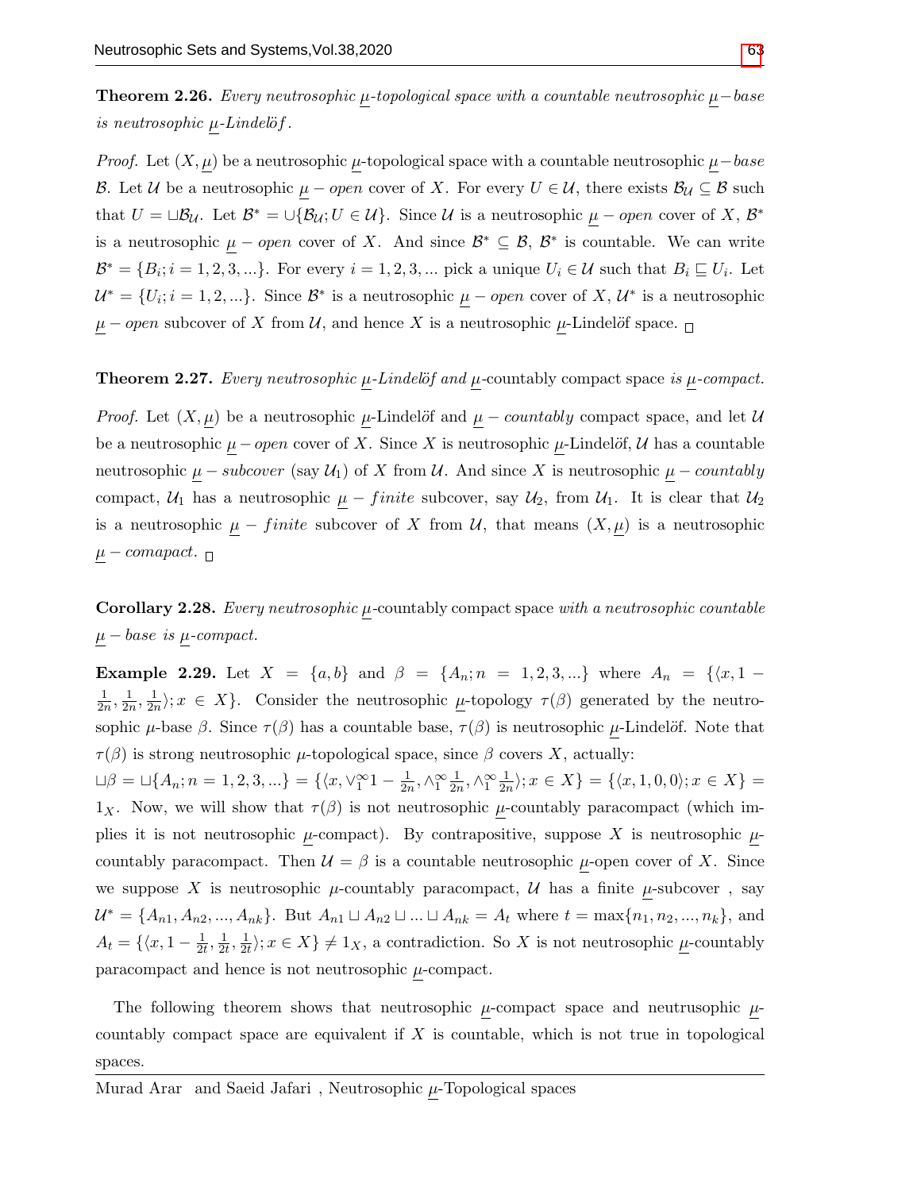**Theorem 2.26.** *Every neutrosophic $\underline{\mu}$-topological space with a countable neutrosophic $\underline{\mu}-base$ is neutrosophic $\underline{\mu}$-Lindelöf.*

*Proof.* Let $(X, \underline{\mu})$ be a neutrosophic $\underline{\mu}$-topological space with a countable neutrosophic $\underline{\mu}-base$ $\mathcal{B}$. Let $\mathcal{U}$ be a neutrosophic $\underline{\mu}-open$ cover of $X$. For every $U \in \mathcal{U}$, there exists $\mathcal{B}_{\mathcal{U}} \subseteq \mathcal{B}$ such that $U = \sqcup \mathcal{B}_{\mathcal{U}}$. Let $\mathcal{B}^* = \cup\{\mathcal{B}_{\mathcal{U}}; U \in \mathcal{U}\}$. Since $\mathcal{U}$ is a neutrosophic $\underline{\mu}-open$ cover of $X$, $\mathcal{B}^*$ is a neutrosophic $\underline{\mu}-open$ cover of $X$. And since $\mathcal{B}^* \subseteq \mathcal{B}$, $\mathcal{B}^*$ is countable. We can write $\mathcal{B}^* = \{B_i; i = 1, 2, 3, ...\}$. For every $i = 1, 2, 3, ...$ pick a unique $U_i \in \mathcal{U}$ such that $B_i \sqsubseteq U_i$. Let $\mathcal{U}^* = \{U_i; i = 1, 2, ...\}$. Since $\mathcal{B}^*$ is a neutrosophic $\underline{\mu}-open$ cover of $X$, $\mathcal{U}^*$ is a neutrosophic $\underline{\mu}-open$ subcover of $X$ from $\mathcal{U}$, and hence $X$ is a neutrosophic $\underline{\mu}$-Lindelöf space. □

**Theorem 2.27.** *Every neutrosophic $\underline{\mu}$-Lindelöf and $\underline{\mu}$-*countably compact space *is $\underline{\mu}$-compact.*

*Proof.* Let $(X, \underline{\mu})$ be a neutrosophic $\underline{\mu}$-Lindelöf and $\underline{\mu}-countably$ compact space, and let $\mathcal{U}$ be a neutrosophic $\underline{\mu}-open$ cover of $X$. Since $X$ is neutrosophic $\underline{\mu}$-Lindelöf, $\mathcal{U}$ has a countable neutrosophic $\underline{\mu}-subcover$ (say $\mathcal{U}_1$) of $X$ from $\mathcal{U}$. And since $X$ is neutrosophic $\underline{\mu}-countably$ compact, $\mathcal{U}_1$ has a neutrosophic $\underline{\mu}-finite$ subcover, say $\mathcal{U}_2$, from $\mathcal{U}_1$. It is clear that $\mathcal{U}_2$ is a neutrosophic $\underline{\mu}-finite$ subcover of $X$ from $\mathcal{U}$, that means $(X, \underline{\mu})$ is a neutrosophic $\underline{\mu}-comapact$. □

**Corollary 2.28.** *Every neutrosophic $\underline{\mu}$-*countably compact space *with a neutrosophic countable $\underline{\mu}-base$ is $\underline{\mu}$-compact.*

**Example 2.29.** Let $X = \{a, b\}$ and $\beta = \{A_n; n = 1, 2, 3, ...\}$ where $A_n = \{\langle x, 1 - \frac{1}{2n}, \frac{1}{2n}, \frac{1}{2n}\rangle; x \in X\}$. Consider the neutrosophic $\underline{\mu}$-topology $\tau(\beta)$ generated by the neutrosophic $\mu$-base $\beta$. Since $\tau(\beta)$ has a countable base, $\tau(\beta)$ is neutrosophic $\underline{\mu}$-Lindelöf. Note that $\tau(\beta)$ is strong neutrosophic $\mu$-topological space, since $\beta$ covers $X$, actually:
$\sqcup\beta = \sqcup\{A_n; n = 1, 2, 3, ...\} = \{\langle x, \vee_1^\infty 1 - \frac{1}{2n}, \wedge_1^\infty \frac{1}{2n}, \wedge_1^\infty \frac{1}{2n}\rangle; x \in X\} = \{\langle x, 1, 0, 0\rangle; x \in X\} = 1_X$. Now, we will show that $\tau(\beta)$ is not neutrosophic $\underline{\mu}$-countably paracompact (which implies it is not neutrosophic $\underline{\mu}$-compact). By contrapositive, suppose $X$ is neutrosophic $\underline{\mu}$-countably paracompact. Then $\mathcal{U} = \beta$ is a countable neutrosophic $\underline{\mu}$-open cover of $X$. Since we suppose $X$ is neutrosophic $\mu$-countably paracompact, $\mathcal{U}$ has a finite $\underline{\mu}$-subcover , say $\mathcal{U}^* = \{A_{n1}, A_{n2}, ..., A_{nk}\}$. But $A_{n1} \sqcup A_{n2} \sqcup ... \sqcup A_{nk} = A_t$ where $t = \max\{n_1, n_2, ..., n_k\}$, and $A_t = \{\langle x, 1 - \frac{1}{2t}, \frac{1}{2t}, \frac{1}{2t}\rangle; x \in X\} \neq 1_X$, a contradiction. So $X$ is not neutrosophic $\underline{\mu}$-countably paracompact and hence is not neutrosophic $\underline{\mu}$-compact.

The following theorem shows that neutrosophic $\underline{\mu}$-compact space and neutrusophic $\underline{\mu}$-countably compact space are equivalent if $X$ is countable, which is not true in topological spaces.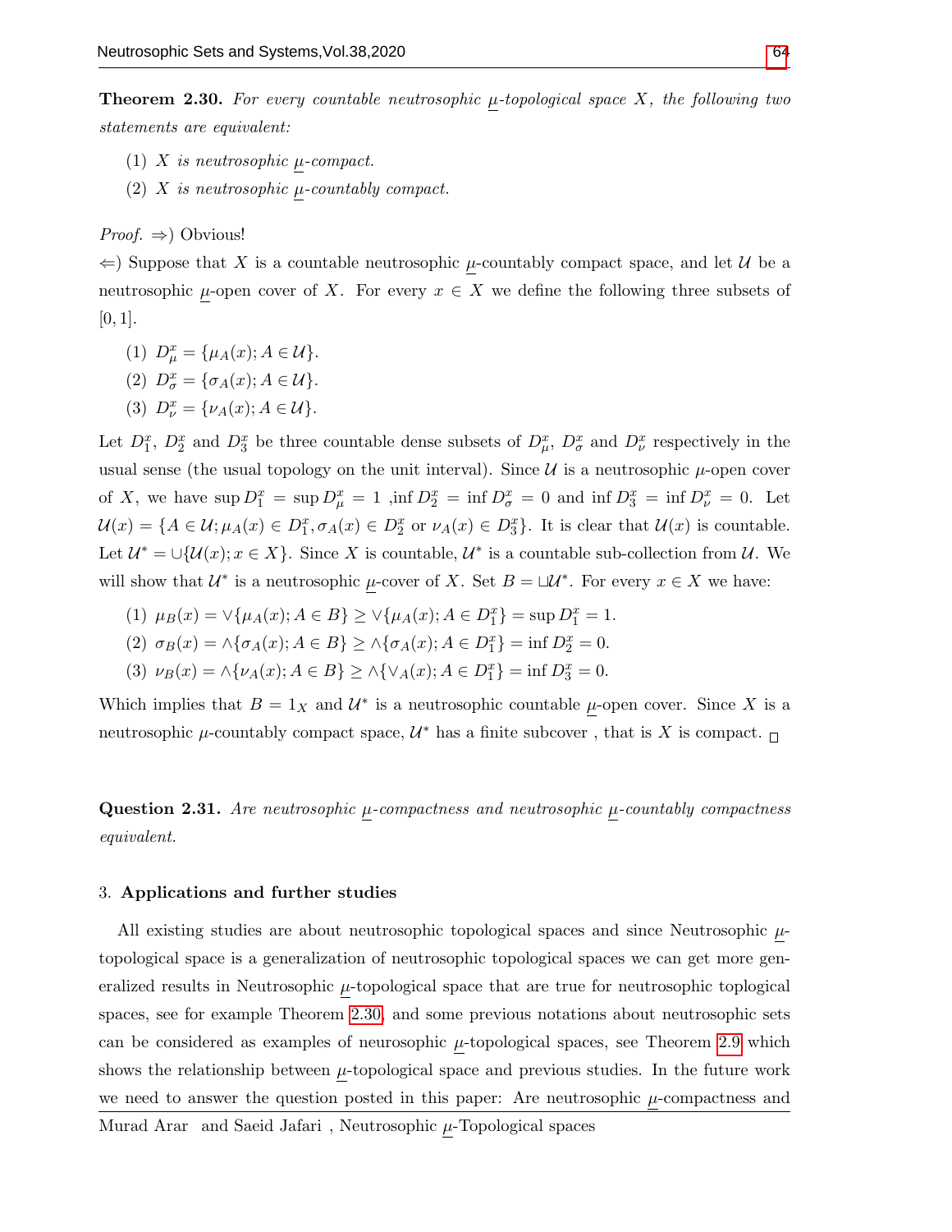**Theorem 2.30.** *For every countable neutrosophic $\underline{\mu}$-topological space $X$, the following two statements are equivalent:*

(1) *$X$ is neutrosophic $\underline{\mu}$-compact.*

(2) *$X$ is neutrosophic $\underline{\mu}$-countably compact.*

*Proof.* $\Rightarrow$) Obvious!

$\Leftarrow$) Suppose that $X$ is a countable neutrosophic $\underline{\mu}$-countably compact space, and let $\mathcal{U}$ be a neutrosophic $\underline{\mu}$-open cover of $X$. For every $x \in X$ we define the following three subsets of $[0, 1]$.

(1) $D^x_\mu = \{\mu_A(x); A \in \mathcal{U}\}$.

(2) $D^x_\sigma = \{\sigma_A(x); A \in \mathcal{U}\}$.

(3) $D^x_\nu = \{\nu_A(x); A \in \mathcal{U}\}$.

Let $D^x_1$, $D^x_2$ and $D^x_3$ be three countable dense subsets of $D^x_\mu$, $D^x_\sigma$ and $D^x_\nu$ respectively in the usual sense (the usual topology on the unit interval). Since $\mathcal{U}$ is a neutrosophic $\mu$-open cover of $X$, we have $\sup D^x_1 = \sup D^x_\mu = 1$ ,$\inf D^x_2 = \inf D^x_\sigma = 0$ and $\inf D^x_3 = \inf D^x_\nu = 0$. Let $\mathcal{U}(x) = \{A \in \mathcal{U}; \mu_A(x) \in D^x_1, \sigma_A(x) \in D^x_2 \text{ or } \nu_A(x) \in D^x_3\}$. It is clear that $\mathcal{U}(x)$ is countable. Let $\mathcal{U}^* = \cup\{\mathcal{U}(x); x \in X\}$. Since $X$ is countable, $\mathcal{U}^*$ is a countable sub-collection from $\mathcal{U}$. We will show that $\mathcal{U}^*$ is a neutrosophic $\underline{\mu}$-cover of $X$. Set $B = \sqcup\mathcal{U}^*$. For every $x \in X$ we have:

(1) $\mu_B(x) = \vee\{\mu_A(x); A \in B\} \geq \vee\{\mu_A(x); A \in D^x_1\} = \sup D^x_1 = 1$.

(2) $\sigma_B(x) = \wedge\{\sigma_A(x); A \in B\} \geq \wedge\{\sigma_A(x); A \in D^x_1\} = \inf D^x_2 = 0$.

(3) $\nu_B(x) = \wedge\{\nu_A(x); A \in B\} \geq \wedge\{\vee_A(x); A \in D^x_1\} = \inf D^x_3 = 0$.

Which implies that $B = 1_X$ and $\mathcal{U}^*$ is a neutrosophic countable $\underline{\mu}$-open cover. Since $X$ is a neutrosophic $\mu$-countably compact space, $\mathcal{U}^*$ has a finite subcover , that is $X$ is compact. $\square$

**Question 2.31.** *Are neutrosophic $\underline{\mu}$-compactness and neutrosophic $\underline{\mu}$-countably compactness equivalent.*

## 3. Applications and further studies

All existing studies are about neutrosophic topological spaces and since Neutrosophic $\underline{\mu}$-topological space is a generalization of neutrosophic topological spaces we can get more generalized results in Neutrosophic $\underline{\mu}$-topological space that are true for neutrosophic toplogical spaces, see for example Theorem 2.30, and some previous notations about neutrosophic sets can be considered as examples of neurosophic $\underline{\mu}$-topological spaces, see Theorem 2.9 which shows the relationship between $\underline{\mu}$-topological space and previous studies. In the future work we need to answer the question posted in this paper: Are neutrosophic $\underline{\mu}$-compactness and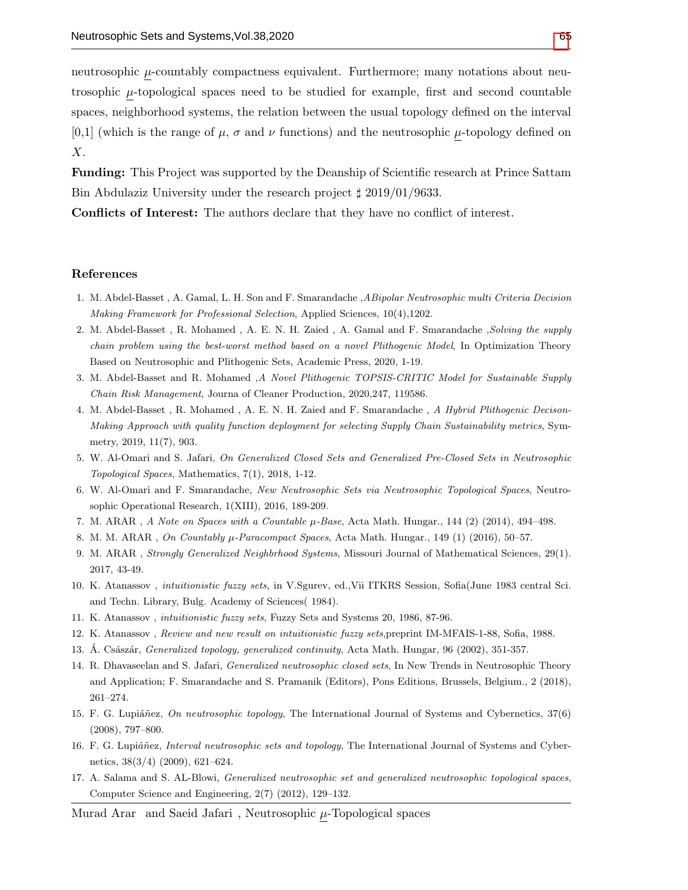neutrosophic $\underline{\mu}$-countably compactness equivalent. Furthermore; many notations about neutrosophic $\underline{\mu}$-topological spaces need to be studied for example, first and second countable spaces, neighborhood systems, the relation between the usual topology defined on the interval [0,1] (which is the range of $\mu$, $\sigma$ and $\nu$ functions) and the neutrosophic $\underline{\mu}$-topology defined on $X$.

**Funding:** This Project was supported by the Deanship of Scientific research at Prince Sattam Bin Abdulaziz University under the research project ♯ 2019/01/9633.

**Conflicts of Interest:** The authors declare that they have no conflict of interest.

## References

1. M. Abdel-Basset , A. Gamal, L. H. Son and F. Smarandache ,*ABipolar Neutrosophic multi Criteria Decision Making Framework for Professional Selection*, Applied Sciences, 10(4),1202.
2. M. Abdel-Basset , R. Mohamed , A. E. N. H. Zaied , A. Gamal and F. Smarandache ,*Solving the supply chain problem using the best-worst method based on a novel Plithogenic Model*, In Optimization Theory Based on Neutrosophic and Plithogenic Sets, Academic Press, 2020, 1-19.
3. M. Abdel-Basset and R. Mohamed ,*A Novel Plithogenic TOPSIS-CRITIC Model for Sustainable Supply Chain Risk Management*, Journa of Cleaner Production, 2020,247, 119586.
4. M. Abdel-Basset , R. Mohamed , A. E. N. H. Zaied and F. Smarandache , *A Hybrid Plithogenic Decison-Making Approach with quality function deployment for selecting Supply Chain Sustainability metrics*, Symmetry, 2019, 11(7), 903.
5. W. Al-Omari and S. Jafari, *On Generalized Closed Sets and Generalized Pre-Closed Sets in Neutrosophic Topological Spaces*, Mathematics, 7(1), 2018, 1-12.
6. W. Al-Omari and F. Smarandache, *New Neutrosophic Sets via Neutrosophic Topological Spaces*, Neutrosophic Operational Research, 1(XIII), 2016, 189-209.
7. M. ARAR , *A Note on Spaces with a Countable $\mu$-Base*, Acta Math. Hungar., 144 (2) (2014), 494–498.
8. M. M. ARAR , *On Countably $\mu$-Paracompact Spaces*, Acta Math. Hungar., 149 (1) (2016), 50–57.
9. M. ARAR , *Strongly Generalized Neighbrhood Systems*, Missouri Journal of Mathematical Sciences, 29(1). 2017, 43-49.
10. K. Atanassov , *intuitionistic fuzzy sets*, in V.Sgurev, ed.,Vii ITKRS Session, Sofia(June 1983 central Sci. and Techn. Library, Bulg. Academy of Sciences( 1984).
11. K. Atanassov , *intuitionistic fuzzy sets*, Fuzzy Sets and Systems 20, 1986, 87-96.
12. K. Atanassov , *Review and new result on intuitionistic fuzzy sets*,preprint IM-MFAIS-1-88, Sofia, 1988.
13. Á. Császár, *Generalized topology, generalized continuity*, Acta Math. Hungar, 96 (2002), 351-357.
14. R. Dhavaseelan and S. Jafari, *Generalized neutrosophic closed sets*, In New Trends in Neutrosophic Theory and Application; F. Smarandache and S. Pramanik (Editors), Pons Editions, Brussels, Belgium., 2 (2018), 261–274.
15. F. G. Lupiáñez, *On neutrosophic topology*, The International Journal of Systems and Cybernetics, 37(6) (2008), 797–800.
16. F. G. Lupiáñez, *Interval neutrosophic sets and topology*, The International Journal of Systems and Cybernetics, 38(3/4) (2009), 621–624.
17. A. Salama and S. AL-Blowi, *Generalized neutrosophic set and generalized neutrosophic topological spaces*, Computer Science and Engineering, 2(7) (2012), 129–132.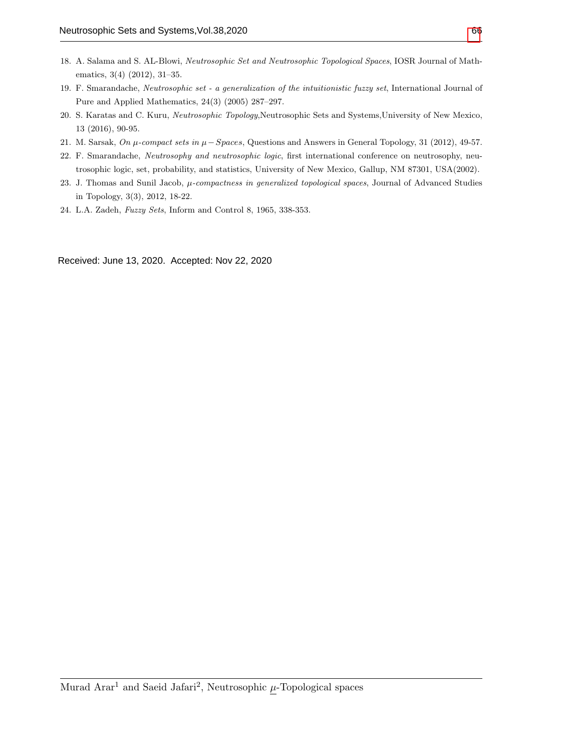18. A. Salama and S. AL-Blowi, *Neutrosophic Set and Neutrosophic Topological Spaces*, IOSR Journal of Mathematics, 3(4) (2012), 31–35.
19. F. Smarandache, *Neutrosophic set - a generalization of the intuitionistic fuzzy set*, International Journal of Pure and Applied Mathematics, 24(3) (2005) 287–297.
20. S. Karatas and C. Kuru, *Neutrosophic Topology*,Neutrosophic Sets and Systems,University of New Mexico, 13 (2016), 90-95.
21. M. Sarsak, *On $\mu$-compact sets in $\mu-Spaces$*, Questions and Answers in General Topology, 31 (2012), 49-57.
22. F. Smarandache, *Neutrosophy and neutrosophic logic*, first international conference on neutrosophy, neutrosophic logic, set, probability, and statistics, University of New Mexico, Gallup, NM 87301, USA(2002).
23. J. Thomas and Sunil Jacob, *$\mu$-compactness in generalized topological spaces*, Journal of Advanced Studies in Topology, 3(3), 2012, 18-22.
24. L.A. Zadeh, *Fuzzy Sets*, Inform and Control 8, 1965, 338-353.

Received: June 13, 2020. Accepted: Nov 22, 2020